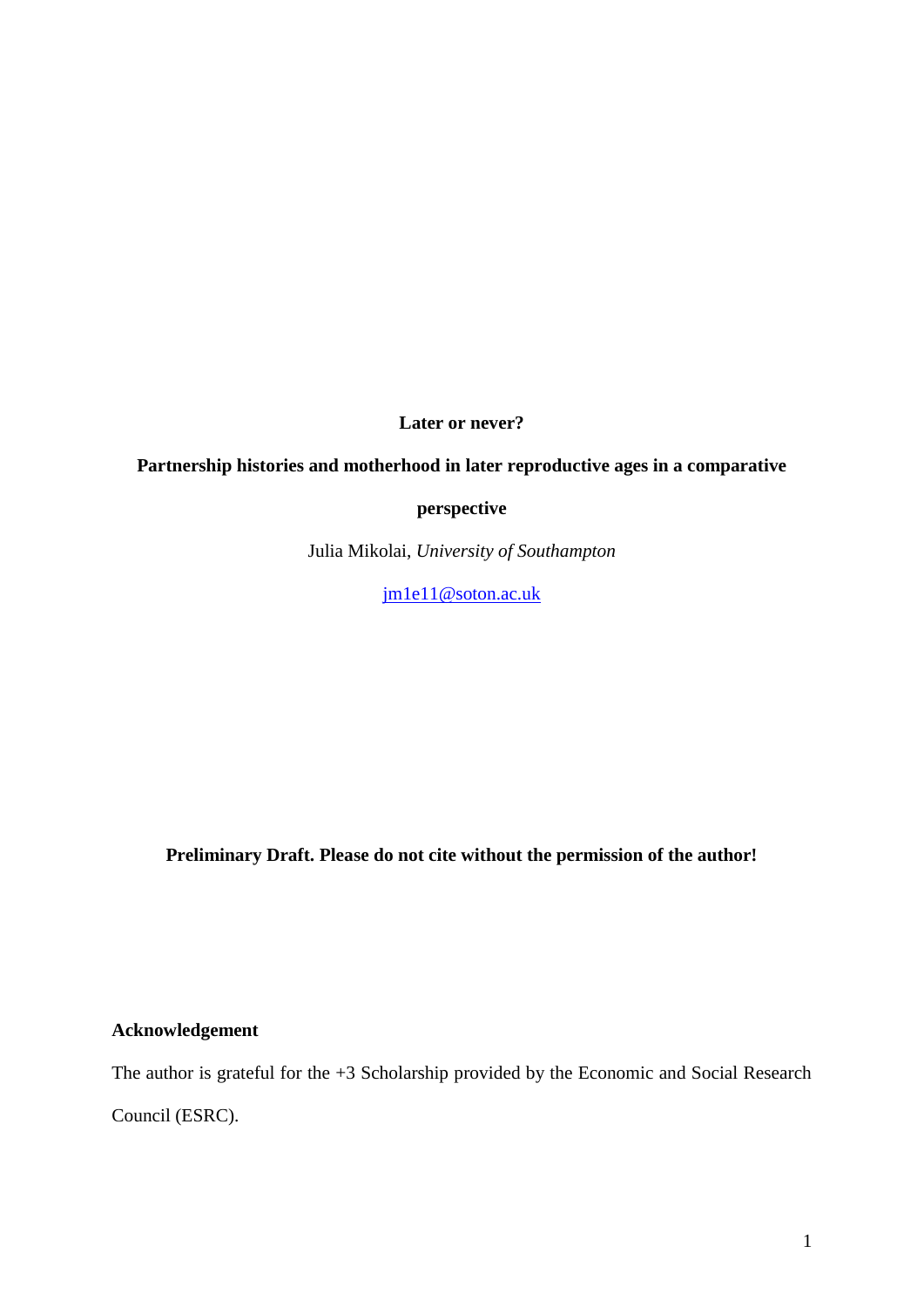**Later or never?**

**Partnership histories and motherhood in later reproductive ages in a comparative perspective**

Julia Mikolai, *University of Southampton*

jm1e11@soton.ac.uk

**Preliminary Draft. Please do not cite without the permission of the author!**

**Acknowledgement**

The author is grateful for the +3 Scholarship provided by the Economic and Social Research Council (ESRC).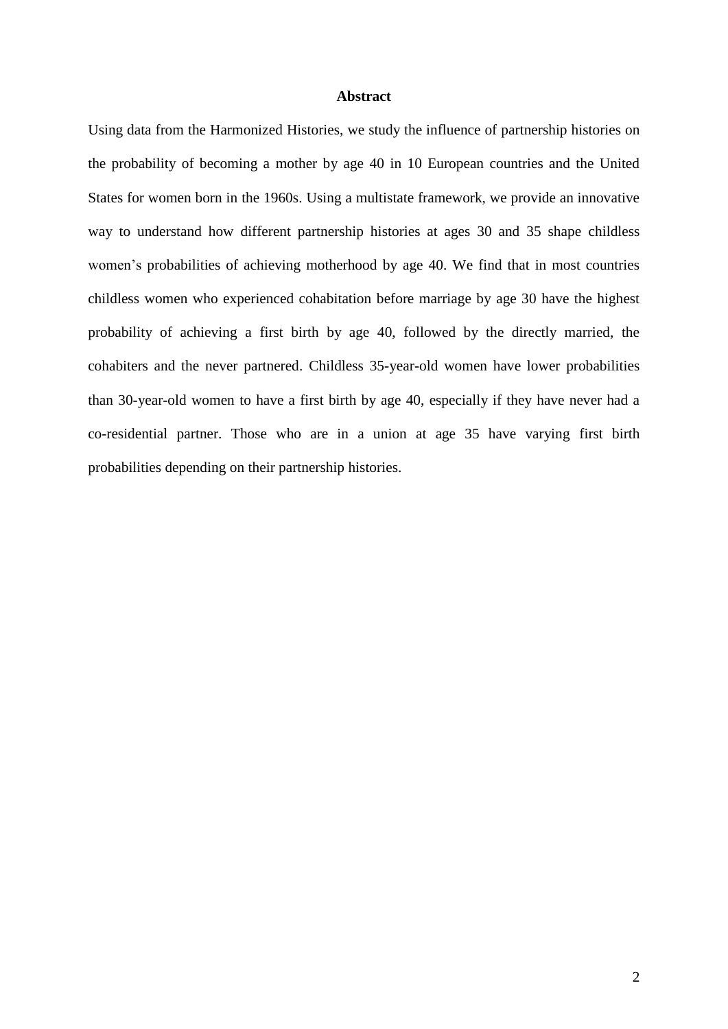## Abstract

Using data from the Harmonized Histories, we study the influence of partnership histories on the probability of becoming a mother by age 40 in 10 European countries and the United States for women born in the 1960s. Using a multistate framework, we provide an innovative way to understand how different partnership histories at ages 30 and 35 shape childless women's probabilities of achieving motherhood by age 40. We find that in most countries childless women who experienced cohabitation before marriage by age 30 have the highest probability of achieving a first birth by age 40, followed by the directly married, the cohabiters and the never partnered. Childless 35-year-old women have lower probabilities than 30-year-old women to have a first birth by age 40, especially if they have never had a co-residential partner. Those who are in a union at age 35 have varying first birth probabilities depending on their partnership histories.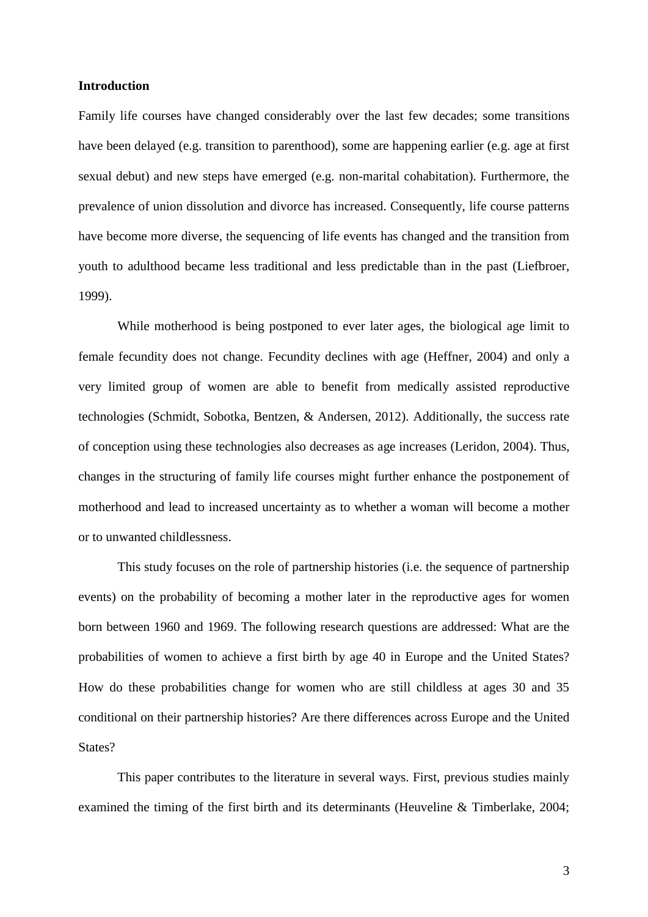## Introduction

Family life courses have changed considerably over the last few decades; some transitions have been delayed (e.g. transition to parenthood), some are happening earlier (e.g. age at first sexual debut) and new steps have emerged (e.g. non-marital cohabitation). Furthermore, the prevalence of union dissolution and divorce has increased. Consequently, life course patterns have become more diverse, the sequencing of life events has changed and the transition from youth to adulthood became less traditional and less predictable than in the past (Liefbroer, 1999).

While motherhood is being postponed to ever later ages, the biological age limit to female fecundity does not change. Fecundity declines with age (Heffner, 2004) and only a very limited group of women are able to benefit from medically assisted reproductive technologies (Schmidt, Sobotka, Bentzen, & Andersen, 2012). Additionally, the success rate of conception using these technologies also decreases as age increases (Leridon, 2004). Thus, changes in the structuring of family life courses might further enhance the postponement of motherhood and lead to increased uncertainty as to whether a woman will become a mother or to unwanted childlessness.

This study focuses on the role of partnership histories (i.e. the sequence of partnership events) on the probability of becoming a mother later in the reproductive ages for women born between 1960 and 1969. The following research questions are addressed: What are the probabilities of women to achieve a first birth by age 40 in Europe and the United States? How do these probabilities change for women who are still childless at ages 30 and 35 conditional on their partnership histories? Are there differences across Europe and the United States?

This paper contributes to the literature in several ways. First, previous studies mainly examined the timing of the first birth and its determinants (Heuveline & Timberlake, 2004;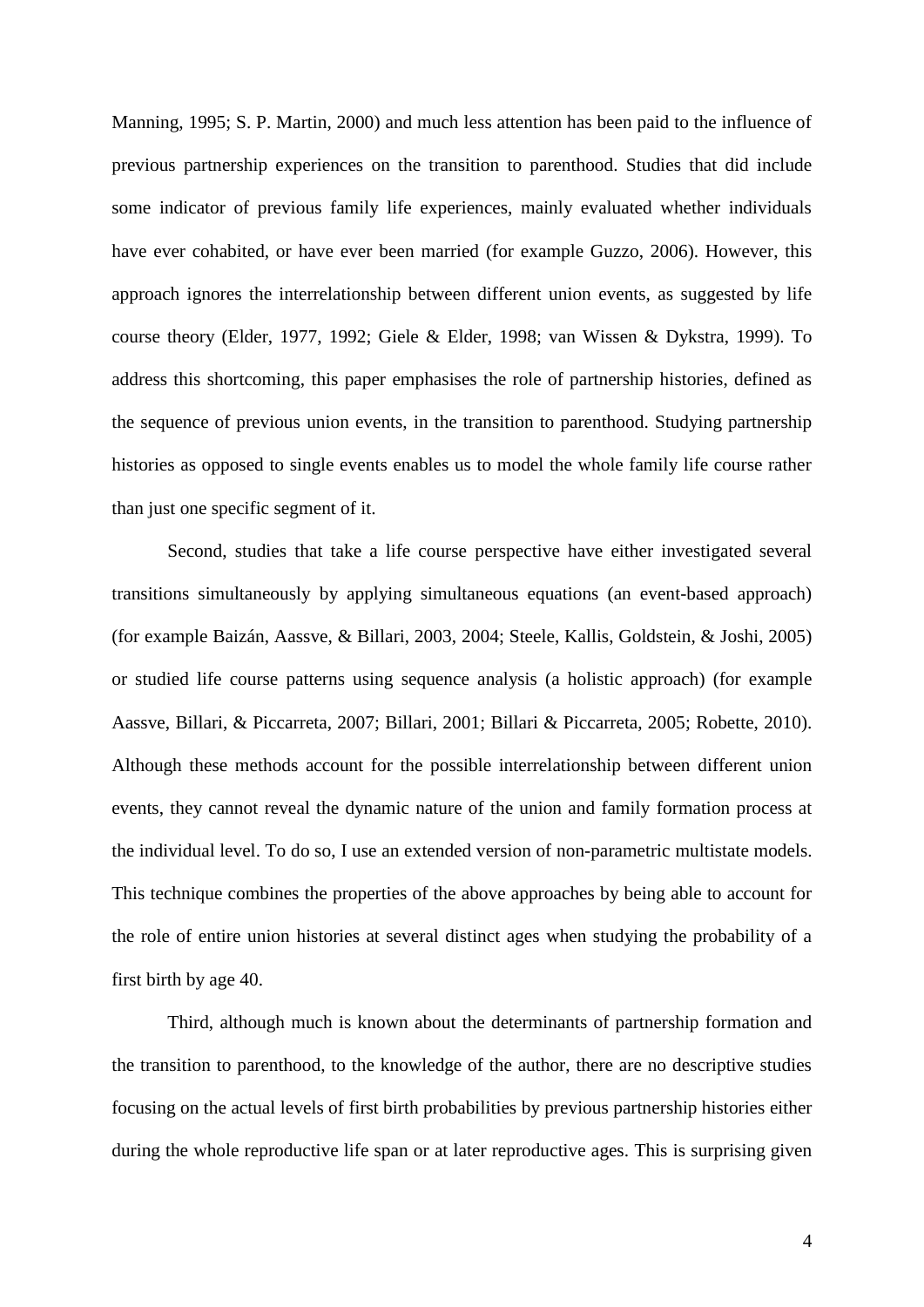Manning, 1995; S. P. Martin, 2000) and much less attention has been paid to the influence of previous partnership experiences on the transition to parenthood. Studies that did include some indicator of previous family life experiences, mainly evaluated whether individuals have ever cohabited, or have ever been married (for example Guzzo, 2006). However, this approach ignores the interrelationship between different union events, as suggested by life course theory (Elder, 1977, 1992; Giele & Elder, 1998; van Wissen & Dykstra, 1999). To address this shortcoming, this paper emphasises the role of partnership histories, defined as the sequence of previous union events, in the transition to parenthood. Studying partnership histories as opposed to single events enables us to model the whole family life course rather than just one specific segment of it.

Second, studies that take a life course perspective have either investigated several transitions simultaneously by applying simultaneous equations (an event-based approach) (for example Baizán, Aassve, & Billari, 2003, 2004; Steele, Kallis, Goldstein, & Joshi, 2005) or studied life course patterns using sequence analysis (a holistic approach) (for example Aassve, Billari, & Piccarreta, 2007; Billari, 2001; Billari & Piccarreta, 2005; Robette, 2010). Although these methods account for the possible interrelationship between different union events, they cannot reveal the dynamic nature of the union and family formation process at the individual level. To do so, I use an extended version of non-parametric multistate models. This technique combines the properties of the above approaches by being able to account for the role of entire union histories at several distinct ages when studying the probability of a first birth by age 40.

Third, although much is known about the determinants of partnership formation and the transition to parenthood, to the knowledge of the author, there are no descriptive studies focusing on the actual levels of first birth probabilities by previous partnership histories either during the whole reproductive life span or at later reproductive ages. This is surprising given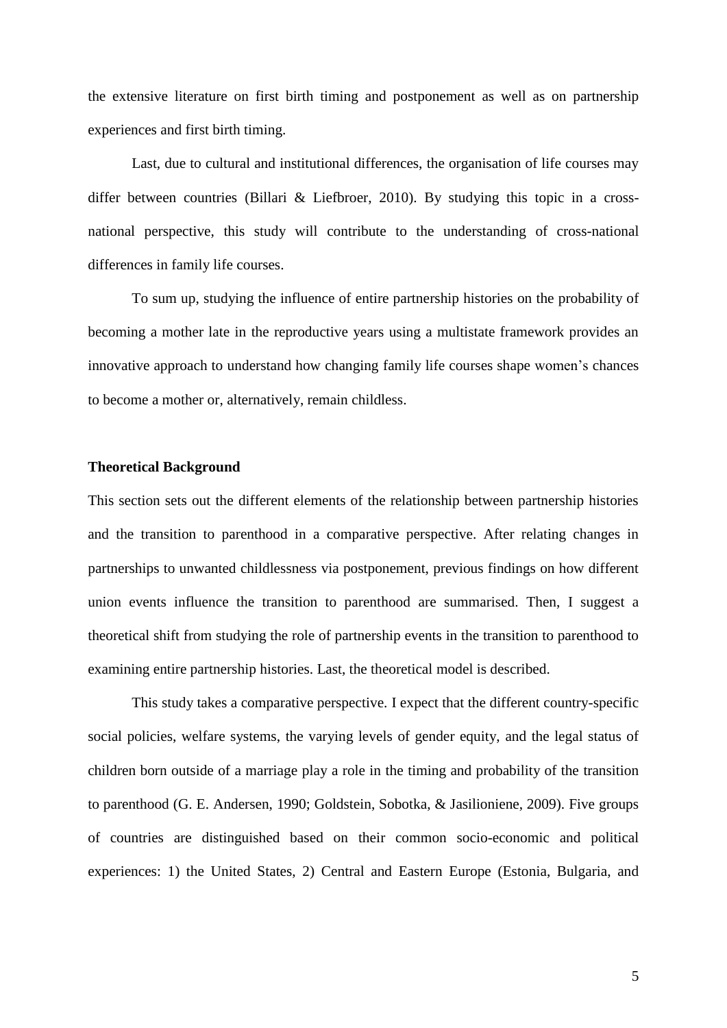the extensive literature on first birth timing and postponement as well as on partnership experiences and first birth timing.

Last, due to cultural and institutional differences, the organisation of life courses may differ between countries (Billari & Liefbroer, 2010). By studying this topic in a cross-national perspective, this study will contribute to the understanding of cross-national differences in family life courses.

To sum up, studying the influence of entire partnership histories on the probability of becoming a mother late in the reproductive years using a multistate framework provides an innovative approach to understand how changing family life courses shape women's chances to become a mother or, alternatively, remain childless.

## Theoretical Background

This section sets out the different elements of the relationship between partnership histories and the transition to parenthood in a comparative perspective. After relating changes in partnerships to unwanted childlessness via postponement, previous findings on how different union events influence the transition to parenthood are summarised. Then, I suggest a theoretical shift from studying the role of partnership events in the transition to parenthood to examining entire partnership histories. Last, the theoretical model is described.

This study takes a comparative perspective. I expect that the different country-specific social policies, welfare systems, the varying levels of gender equity, and the legal status of children born outside of a marriage play a role in the timing and probability of the transition to parenthood (G. E. Andersen, 1990; Goldstein, Sobotka, & Jasilioniene, 2009). Five groups of countries are distinguished based on their common socio-economic and political experiences: 1) the United States, 2) Central and Eastern Europe (Estonia, Bulgaria, and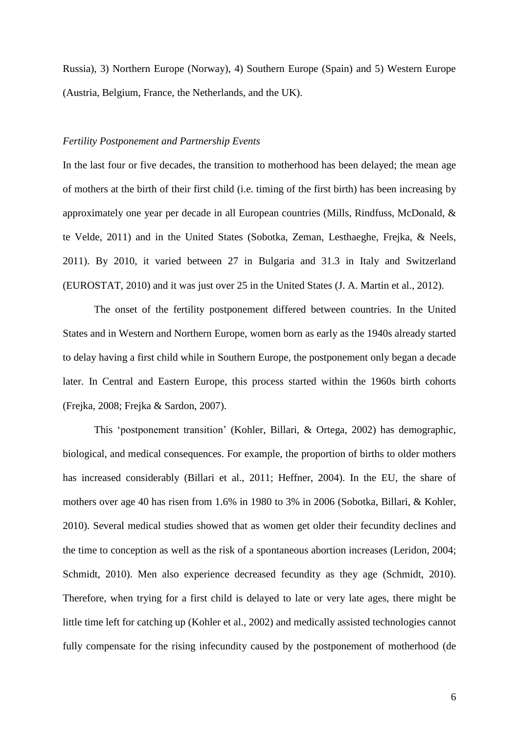Russia), 3) Northern Europe (Norway), 4) Southern Europe (Spain) and 5) Western Europe (Austria, Belgium, France, the Netherlands, and the UK).

*Fertility Postponement and Partnership Events*

In the last four or five decades, the transition to motherhood has been delayed; the mean age of mothers at the birth of their first child (i.e. timing of the first birth) has been increasing by approximately one year per decade in all European countries (Mills, Rindfuss, McDonald, & te Velde, 2011) and in the United States (Sobotka, Zeman, Lesthaeghe, Frejka, & Neels, 2011). By 2010, it varied between 27 in Bulgaria and 31.3 in Italy and Switzerland (EUROSTAT, 2010) and it was just over 25 in the United States (J. A. Martin et al., 2012).

The onset of the fertility postponement differed between countries. In the United States and in Western and Northern Europe, women born as early as the 1940s already started to delay having a first child while in Southern Europe, the postponement only began a decade later. In Central and Eastern Europe, this process started within the 1960s birth cohorts (Frejka, 2008; Frejka & Sardon, 2007).

This 'postponement transition' (Kohler, Billari, & Ortega, 2002) has demographic, biological, and medical consequences. For example, the proportion of births to older mothers has increased considerably (Billari et al., 2011; Heffner, 2004). In the EU, the share of mothers over age 40 has risen from 1.6% in 1980 to 3% in 2006 (Sobotka, Billari, & Kohler, 2010). Several medical studies showed that as women get older their fecundity declines and the time to conception as well as the risk of a spontaneous abortion increases (Leridon, 2004; Schmidt, 2010). Men also experience decreased fecundity as they age (Schmidt, 2010). Therefore, when trying for a first child is delayed to late or very late ages, there might be little time left for catching up (Kohler et al., 2002) and medically assisted technologies cannot fully compensate for the rising infecundity caused by the postponement of motherhood (de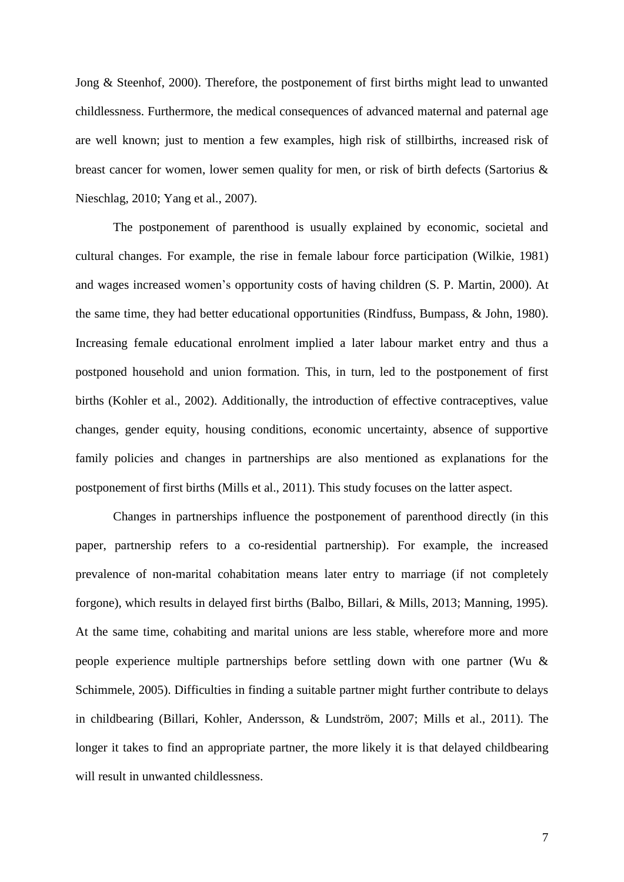Jong & Steenhof, 2000). Therefore, the postponement of first births might lead to unwanted childlessness. Furthermore, the medical consequences of advanced maternal and paternal age are well known; just to mention a few examples, high risk of stillbirths, increased risk of breast cancer for women, lower semen quality for men, or risk of birth defects (Sartorius & Nieschlag, 2010; Yang et al., 2007).

The postponement of parenthood is usually explained by economic, societal and cultural changes. For example, the rise in female labour force participation (Wilkie, 1981) and wages increased women's opportunity costs of having children (S. P. Martin, 2000). At the same time, they had better educational opportunities (Rindfuss, Bumpass, & John, 1980). Increasing female educational enrolment implied a later labour market entry and thus a postponed household and union formation. This, in turn, led to the postponement of first births (Kohler et al., 2002). Additionally, the introduction of effective contraceptives, value changes, gender equity, housing conditions, economic uncertainty, absence of supportive family policies and changes in partnerships are also mentioned as explanations for the postponement of first births (Mills et al., 2011). This study focuses on the latter aspect.

Changes in partnerships influence the postponement of parenthood directly (in this paper, partnership refers to a co-residential partnership). For example, the increased prevalence of non-marital cohabitation means later entry to marriage (if not completely forgone), which results in delayed first births (Balbo, Billari, & Mills, 2013; Manning, 1995). At the same time, cohabiting and marital unions are less stable, wherefore more and more people experience multiple partnerships before settling down with one partner (Wu & Schimmele, 2005). Difficulties in finding a suitable partner might further contribute to delays in childbearing (Billari, Kohler, Andersson, & Lundström, 2007; Mills et al., 2011). The longer it takes to find an appropriate partner, the more likely it is that delayed childbearing will result in unwanted childlessness.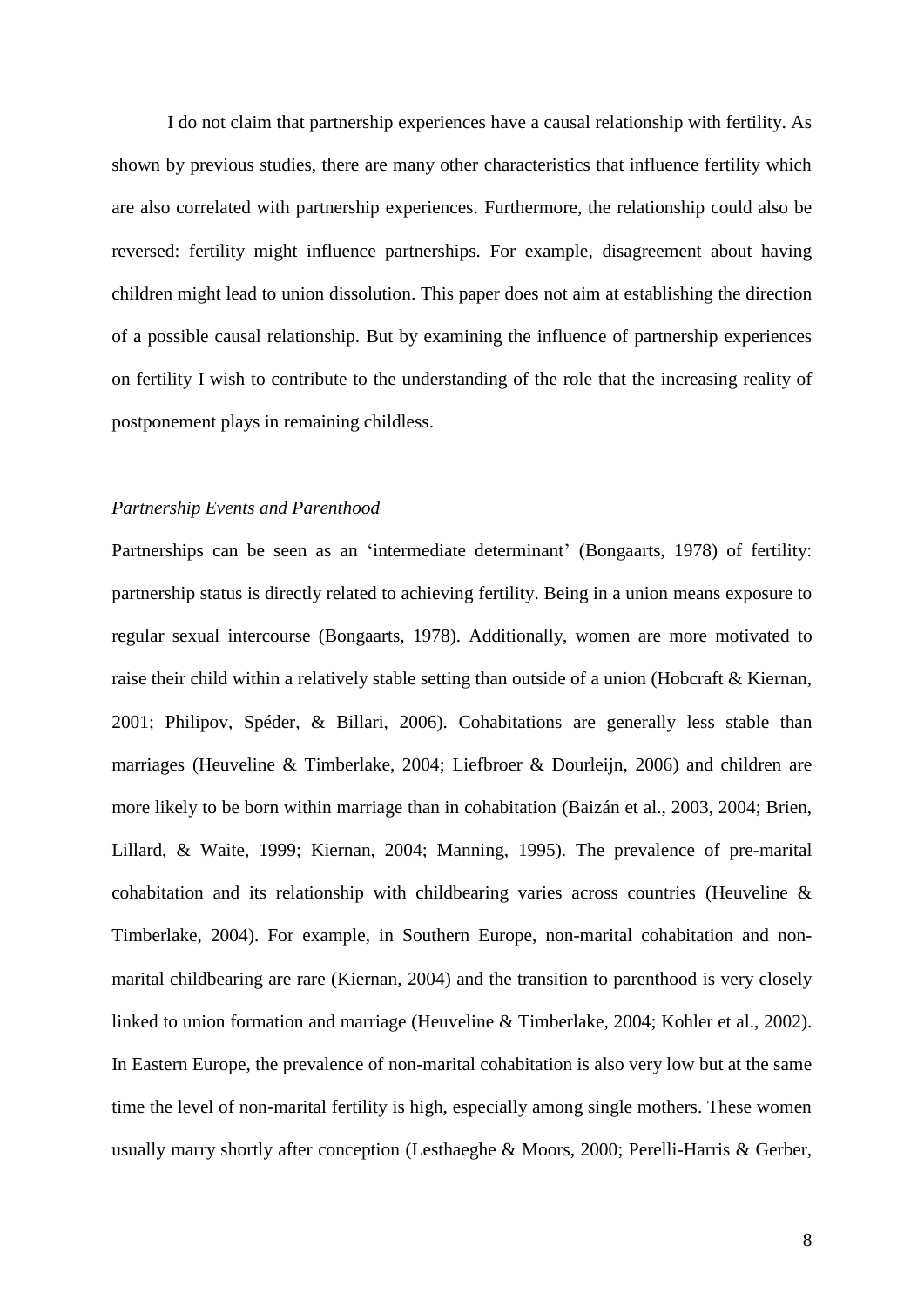I do not claim that partnership experiences have a causal relationship with fertility. As shown by previous studies, there are many other characteristics that influence fertility which are also correlated with partnership experiences. Furthermore, the relationship could also be reversed: fertility might influence partnerships. For example, disagreement about having children might lead to union dissolution. This paper does not aim at establishing the direction of a possible causal relationship. But by examining the influence of partnership experiences on fertility I wish to contribute to the understanding of the role that the increasing reality of postponement plays in remaining childless.

### *Partnership Events and Parenthood*

Partnerships can be seen as an 'intermediate determinant' (Bongaarts, 1978) of fertility: partnership status is directly related to achieving fertility. Being in a union means exposure to regular sexual intercourse (Bongaarts, 1978). Additionally, women are more motivated to raise their child within a relatively stable setting than outside of a union (Hobcraft & Kiernan, 2001; Philipov, Spéder, & Billari, 2006). Cohabitations are generally less stable than marriages (Heuveline & Timberlake, 2004; Liefbroer & Dourleijn, 2006) and children are more likely to be born within marriage than in cohabitation (Baizán et al., 2003, 2004; Brien, Lillard, & Waite, 1999; Kiernan, 2004; Manning, 1995). The prevalence of pre-marital cohabitation and its relationship with childbearing varies across countries (Heuveline & Timberlake, 2004). For example, in Southern Europe, non-marital cohabitation and non-marital childbearing are rare (Kiernan, 2004) and the transition to parenthood is very closely linked to union formation and marriage (Heuveline & Timberlake, 2004; Kohler et al., 2002). In Eastern Europe, the prevalence of non-marital cohabitation is also very low but at the same time the level of non-marital fertility is high, especially among single mothers. These women usually marry shortly after conception (Lesthaeghe & Moors, 2000; Perelli-Harris & Gerber,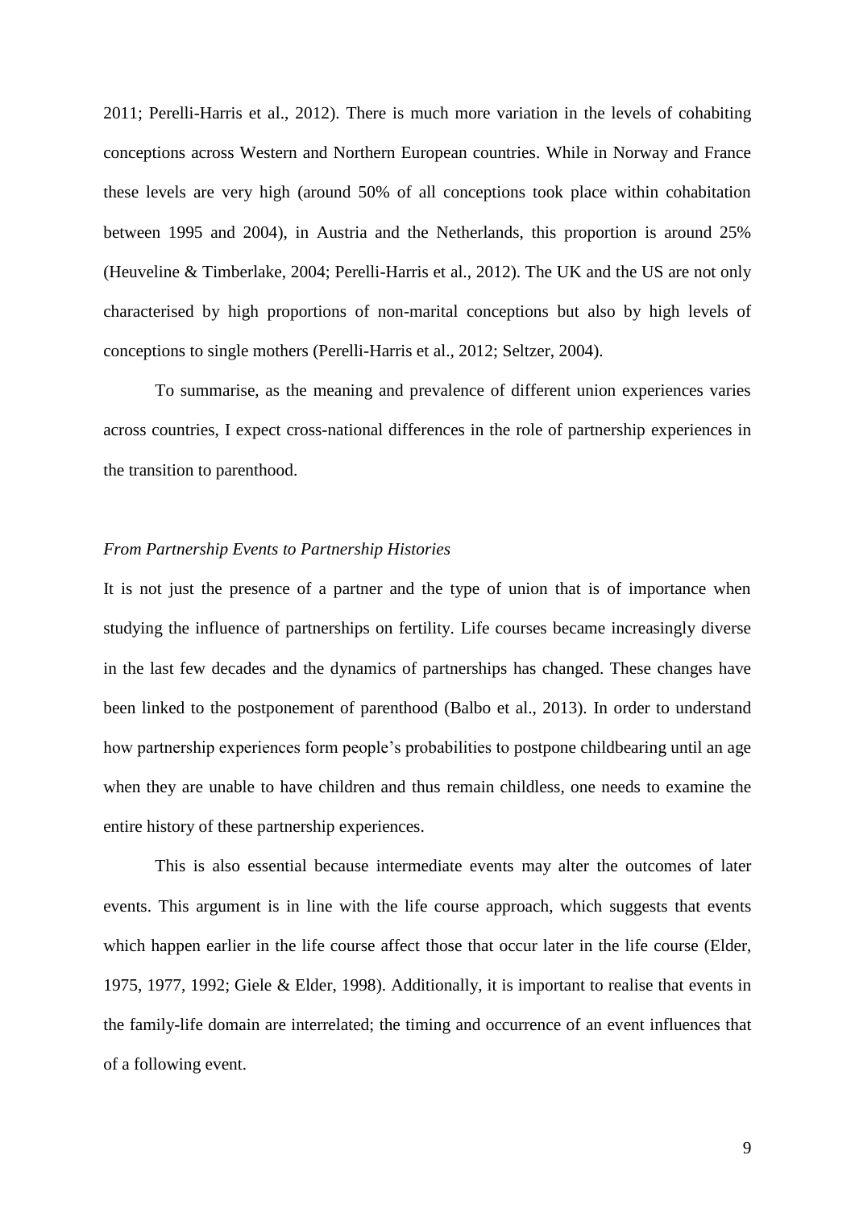2011; Perelli-Harris et al., 2012). There is much more variation in the levels of cohabiting conceptions across Western and Northern European countries. While in Norway and France these levels are very high (around 50% of all conceptions took place within cohabitation between 1995 and 2004), in Austria and the Netherlands, this proportion is around 25% (Heuveline & Timberlake, 2004; Perelli-Harris et al., 2012). The UK and the US are not only characterised by high proportions of non-marital conceptions but also by high levels of conceptions to single mothers (Perelli-Harris et al., 2012; Seltzer, 2004).

To summarise, as the meaning and prevalence of different union experiences varies across countries, I expect cross-national differences in the role of partnership experiences in the transition to parenthood.

### *From Partnership Events to Partnership Histories*

It is not just the presence of a partner and the type of union that is of importance when studying the influence of partnerships on fertility. Life courses became increasingly diverse in the last few decades and the dynamics of partnerships has changed. These changes have been linked to the postponement of parenthood (Balbo et al., 2013). In order to understand how partnership experiences form people's probabilities to postpone childbearing until an age when they are unable to have children and thus remain childless, one needs to examine the entire history of these partnership experiences.

This is also essential because intermediate events may alter the outcomes of later events. This argument is in line with the life course approach, which suggests that events which happen earlier in the life course affect those that occur later in the life course (Elder, 1975, 1977, 1992; Giele & Elder, 1998). Additionally, it is important to realise that events in the family-life domain are interrelated; the timing and occurrence of an event influences that of a following event.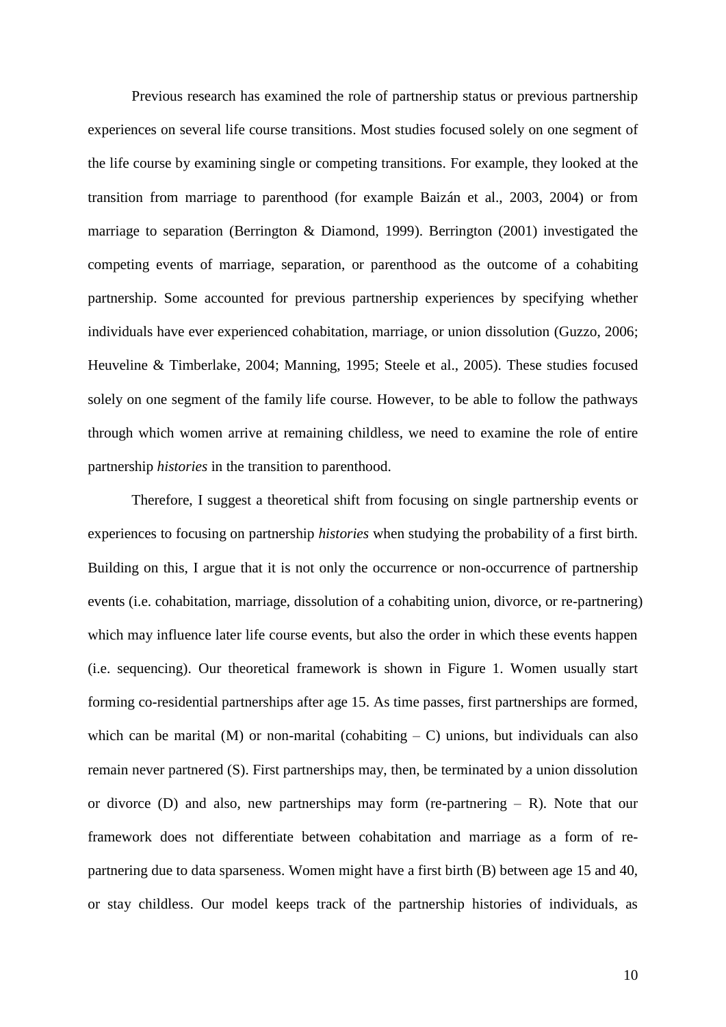Previous research has examined the role of partnership status or previous partnership experiences on several life course transitions. Most studies focused solely on one segment of the life course by examining single or competing transitions. For example, they looked at the transition from marriage to parenthood (for example Baizán et al., 2003, 2004) or from marriage to separation (Berrington & Diamond, 1999). Berrington (2001) investigated the competing events of marriage, separation, or parenthood as the outcome of a cohabiting partnership. Some accounted for previous partnership experiences by specifying whether individuals have ever experienced cohabitation, marriage, or union dissolution (Guzzo, 2006; Heuveline & Timberlake, 2004; Manning, 1995; Steele et al., 2005). These studies focused solely on one segment of the family life course. However, to be able to follow the pathways through which women arrive at remaining childless, we need to examine the role of entire partnership *histories* in the transition to parenthood.

Therefore, I suggest a theoretical shift from focusing on single partnership events or experiences to focusing on partnership *histories* when studying the probability of a first birth. Building on this, I argue that it is not only the occurrence or non-occurrence of partnership events (i.e. cohabitation, marriage, dissolution of a cohabiting union, divorce, or re-partnering) which may influence later life course events, but also the order in which these events happen (i.e. sequencing). Our theoretical framework is shown in Figure 1. Women usually start forming co-residential partnerships after age 15. As time passes, first partnerships are formed, which can be marital (M) or non-marital (cohabiting – C) unions, but individuals can also remain never partnered (S). First partnerships may, then, be terminated by a union dissolution or divorce (D) and also, new partnerships may form (re-partnering – R). Note that our framework does not differentiate between cohabitation and marriage as a form of re-partnering due to data sparseness. Women might have a first birth (B) between age 15 and 40, or stay childless. Our model keeps track of the partnership histories of individuals, as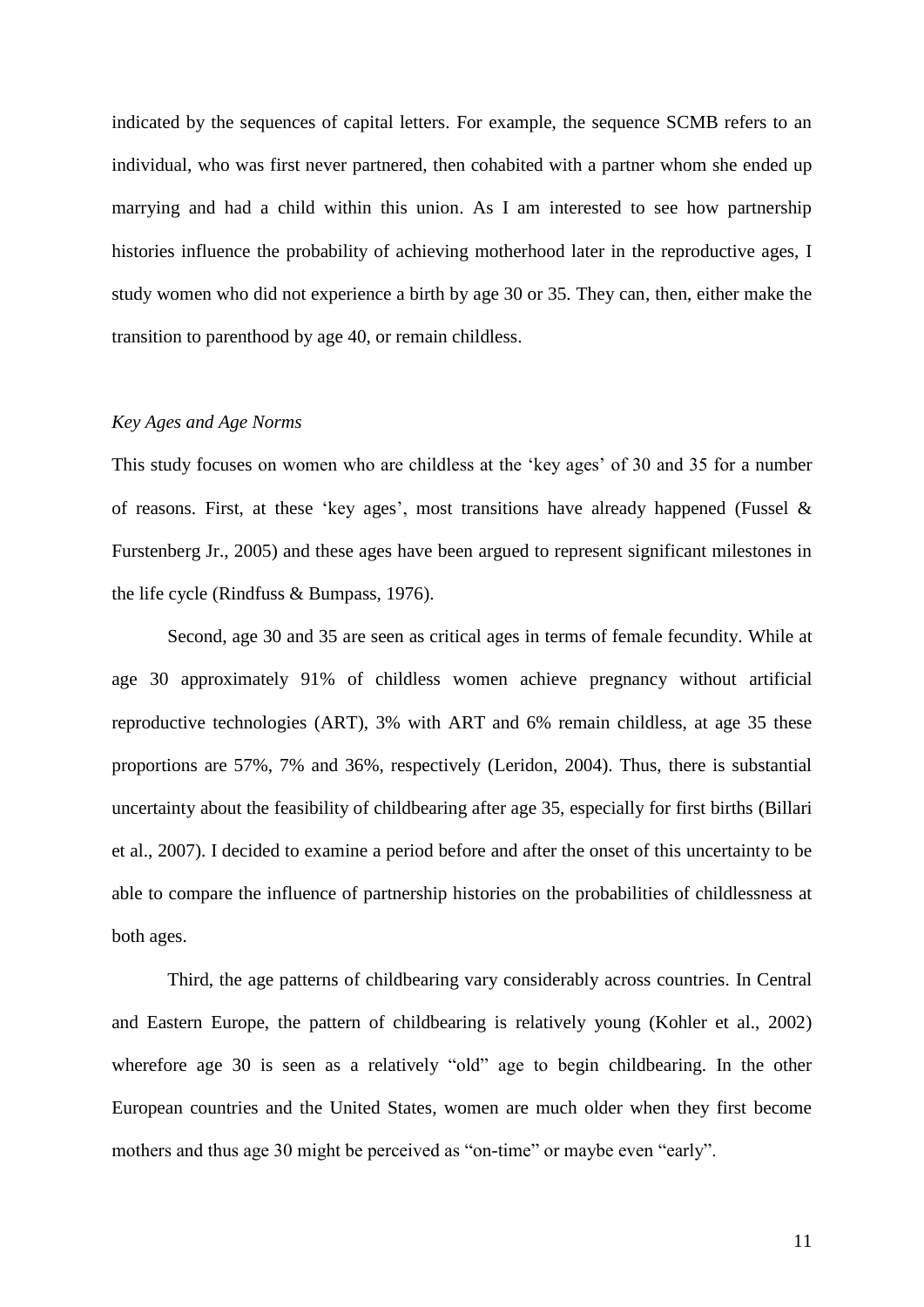indicated by the sequences of capital letters. For example, the sequence SCMB refers to an individual, who was first never partnered, then cohabited with a partner whom she ended up marrying and had a child within this union. As I am interested to see how partnership histories influence the probability of achieving motherhood later in the reproductive ages, I study women who did not experience a birth by age 30 or 35. They can, then, either make the transition to parenthood by age 40, or remain childless.

*Key Ages and Age Norms*

This study focuses on women who are childless at the 'key ages' of 30 and 35 for a number of reasons. First, at these 'key ages', most transitions have already happened (Fussel & Furstenberg Jr., 2005) and these ages have been argued to represent significant milestones in the life cycle (Rindfuss & Bumpass, 1976).

Second, age 30 and 35 are seen as critical ages in terms of female fecundity. While at age 30 approximately 91% of childless women achieve pregnancy without artificial reproductive technologies (ART), 3% with ART and 6% remain childless, at age 35 these proportions are 57%, 7% and 36%, respectively (Leridon, 2004). Thus, there is substantial uncertainty about the feasibility of childbearing after age 35, especially for first births (Billari et al., 2007). I decided to examine a period before and after the onset of this uncertainty to be able to compare the influence of partnership histories on the probabilities of childlessness at both ages.

Third, the age patterns of childbearing vary considerably across countries. In Central and Eastern Europe, the pattern of childbearing is relatively young (Kohler et al., 2002) wherefore age 30 is seen as a relatively "old" age to begin childbearing. In the other European countries and the United States, women are much older when they first become mothers and thus age 30 might be perceived as "on-time" or maybe even "early".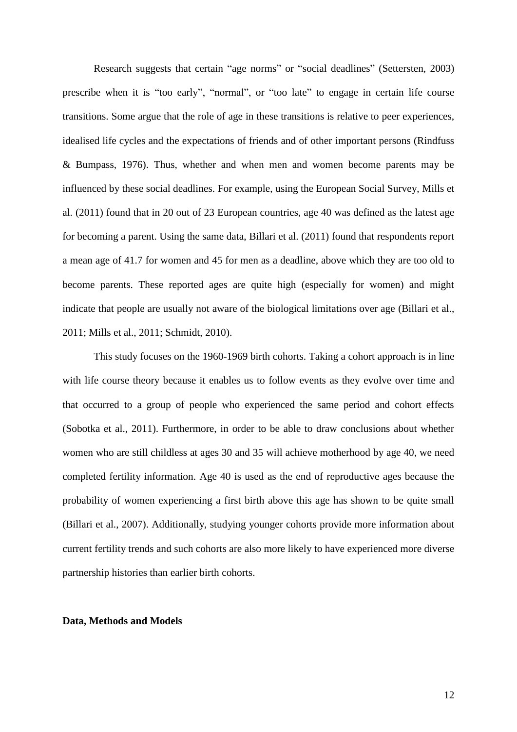Research suggests that certain “age norms” or “social deadlines” (Settersten, 2003) prescribe when it is “too early”, “normal”, or “too late” to engage in certain life course transitions. Some argue that the role of age in these transitions is relative to peer experiences, idealised life cycles and the expectations of friends and of other important persons (Rindfuss & Bumpass, 1976). Thus, whether and when men and women become parents may be influenced by these social deadlines. For example, using the European Social Survey, Mills et al. (2011) found that in 20 out of 23 European countries, age 40 was defined as the latest age for becoming a parent. Using the same data, Billari et al. (2011) found that respondents report a mean age of 41.7 for women and 45 for men as a deadline, above which they are too old to become parents. These reported ages are quite high (especially for women) and might indicate that people are usually not aware of the biological limitations over age (Billari et al., 2011; Mills et al., 2011; Schmidt, 2010).

This study focuses on the 1960-1969 birth cohorts. Taking a cohort approach is in line with life course theory because it enables us to follow events as they evolve over time and that occurred to a group of people who experienced the same period and cohort effects (Sobotka et al., 2011). Furthermore, in order to be able to draw conclusions about whether women who are still childless at ages 30 and 35 will achieve motherhood by age 40, we need completed fertility information. Age 40 is used as the end of reproductive ages because the probability of women experiencing a first birth above this age has shown to be quite small (Billari et al., 2007). Additionally, studying younger cohorts provide more information about current fertility trends and such cohorts are also more likely to have experienced more diverse partnership histories than earlier birth cohorts.

**Data, Methods and Models**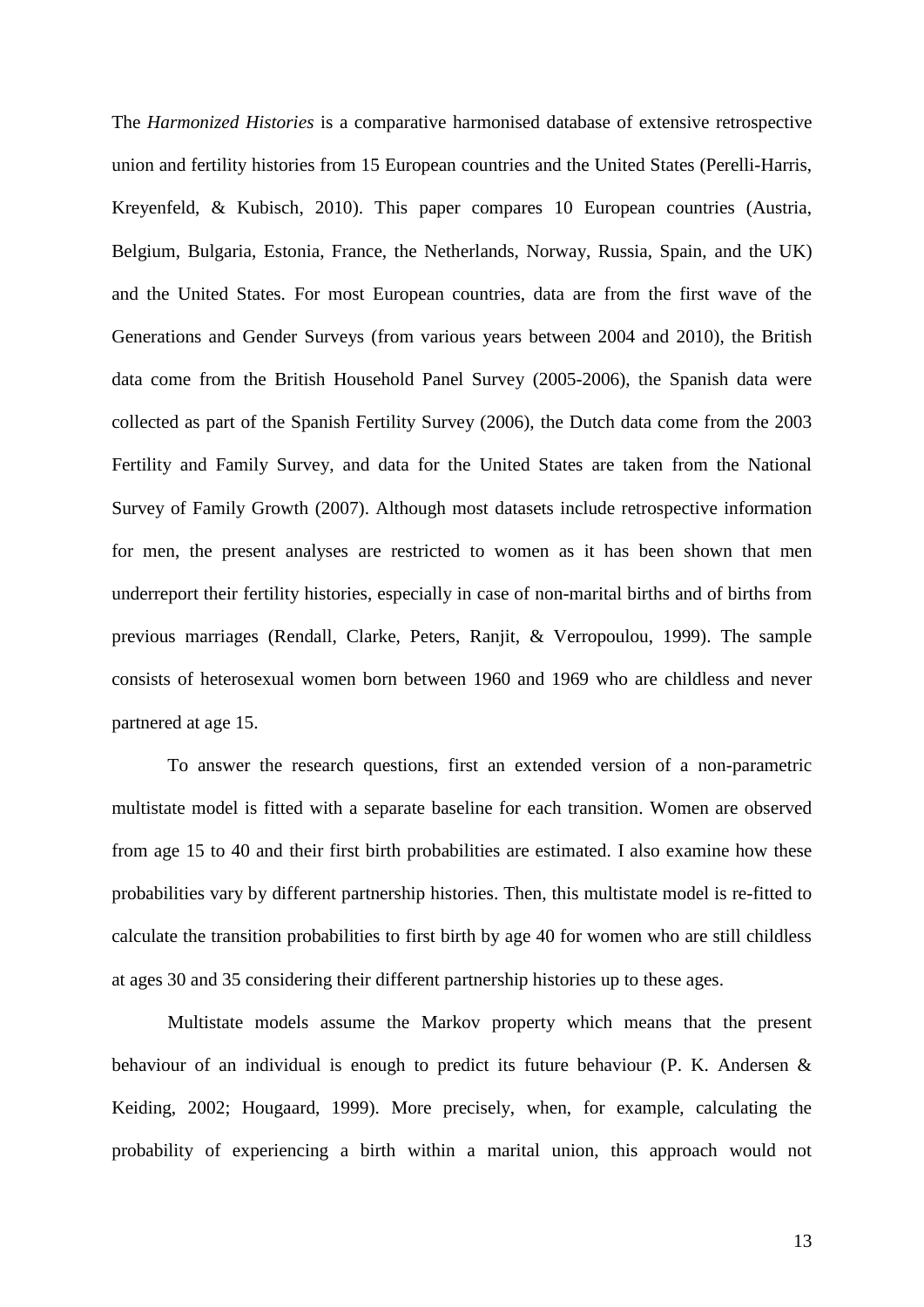The *Harmonized Histories* is a comparative harmonised database of extensive retrospective union and fertility histories from 15 European countries and the United States (Perelli-Harris, Kreyenfeld, & Kubisch, 2010). This paper compares 10 European countries (Austria, Belgium, Bulgaria, Estonia, France, the Netherlands, Norway, Russia, Spain, and the UK) and the United States. For most European countries, data are from the first wave of the Generations and Gender Surveys (from various years between 2004 and 2010), the British data come from the British Household Panel Survey (2005-2006), the Spanish data were collected as part of the Spanish Fertility Survey (2006), the Dutch data come from the 2003 Fertility and Family Survey, and data for the United States are taken from the National Survey of Family Growth (2007). Although most datasets include retrospective information for men, the present analyses are restricted to women as it has been shown that men underreport their fertility histories, especially in case of non-marital births and of births from previous marriages (Rendall, Clarke, Peters, Ranjit, & Verropoulou, 1999). The sample consists of heterosexual women born between 1960 and 1969 who are childless and never partnered at age 15.

To answer the research questions, first an extended version of a non-parametric multistate model is fitted with a separate baseline for each transition. Women are observed from age 15 to 40 and their first birth probabilities are estimated. I also examine how these probabilities vary by different partnership histories. Then, this multistate model is re-fitted to calculate the transition probabilities to first birth by age 40 for women who are still childless at ages 30 and 35 considering their different partnership histories up to these ages.

Multistate models assume the Markov property which means that the present behaviour of an individual is enough to predict its future behaviour (P. K. Andersen & Keiding, 2002; Hougaard, 1999). More precisely, when, for example, calculating the probability of experiencing a birth within a marital union, this approach would not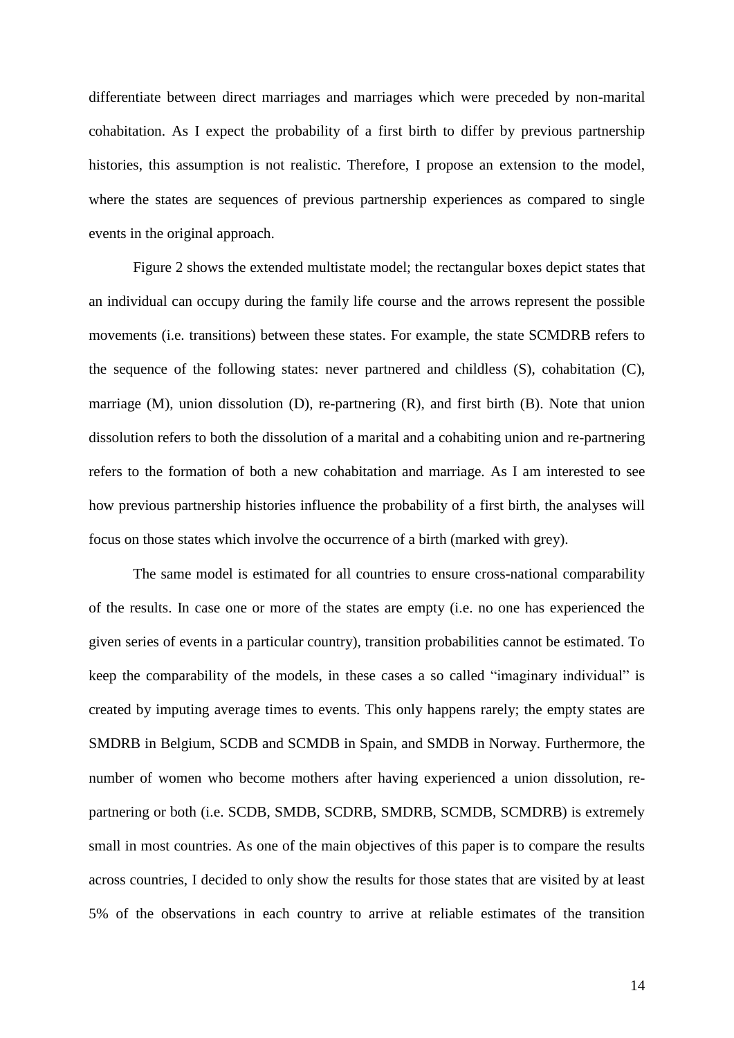differentiate between direct marriages and marriages which were preceded by non-marital cohabitation. As I expect the probability of a first birth to differ by previous partnership histories, this assumption is not realistic. Therefore, I propose an extension to the model, where the states are sequences of previous partnership experiences as compared to single events in the original approach.

Figure 2 shows the extended multistate model; the rectangular boxes depict states that an individual can occupy during the family life course and the arrows represent the possible movements (i.e. transitions) between these states. For example, the state SCMDRB refers to the sequence of the following states: never partnered and childless (S), cohabitation (C), marriage (M), union dissolution (D), re-partnering (R), and first birth (B). Note that union dissolution refers to both the dissolution of a marital and a cohabiting union and re-partnering refers to the formation of both a new cohabitation and marriage. As I am interested to see how previous partnership histories influence the probability of a first birth, the analyses will focus on those states which involve the occurrence of a birth (marked with grey).

The same model is estimated for all countries to ensure cross-national comparability of the results. In case one or more of the states are empty (i.e. no one has experienced the given series of events in a particular country), transition probabilities cannot be estimated. To keep the comparability of the models, in these cases a so called "imaginary individual" is created by imputing average times to events. This only happens rarely; the empty states are SMDRB in Belgium, SCDB and SCMDB in Spain, and SMDB in Norway. Furthermore, the number of women who become mothers after having experienced a union dissolution, re-partnering or both (i.e. SCDB, SMDB, SCDRB, SMDRB, SCMDB, SCMDRB) is extremely small in most countries. As one of the main objectives of this paper is to compare the results across countries, I decided to only show the results for those states that are visited by at least 5% of the observations in each country to arrive at reliable estimates of the transition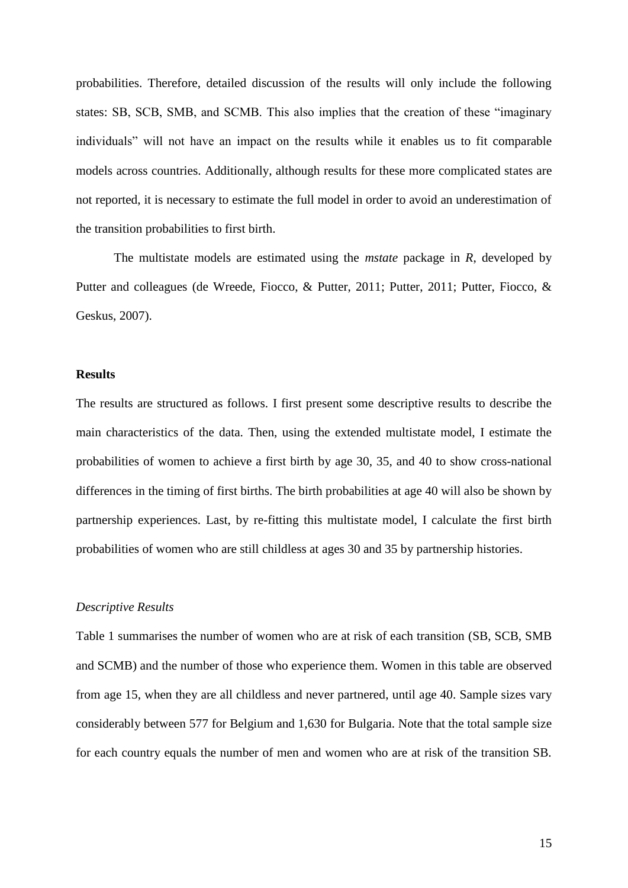probabilities. Therefore, detailed discussion of the results will only include the following states: SB, SCB, SMB, and SCMB. This also implies that the creation of these "imaginary individuals" will not have an impact on the results while it enables us to fit comparable models across countries. Additionally, although results for these more complicated states are not reported, it is necessary to estimate the full model in order to avoid an underestimation of the transition probabilities to first birth.

The multistate models are estimated using the *mstate* package in *R*, developed by Putter and colleagues (de Wreede, Fiocco, & Putter, 2011; Putter, 2011; Putter, Fiocco, & Geskus, 2007).

## Results

The results are structured as follows. I first present some descriptive results to describe the main characteristics of the data. Then, using the extended multistate model, I estimate the probabilities of women to achieve a first birth by age 30, 35, and 40 to show cross-national differences in the timing of first births. The birth probabilities at age 40 will also be shown by partnership experiences. Last, by re-fitting this multistate model, I calculate the first birth probabilities of women who are still childless at ages 30 and 35 by partnership histories.

### *Descriptive Results*

Table 1 summarises the number of women who are at risk of each transition (SB, SCB, SMB and SCMB) and the number of those who experience them. Women in this table are observed from age 15, when they are all childless and never partnered, until age 40. Sample sizes vary considerably between 577 for Belgium and 1,630 for Bulgaria. Note that the total sample size for each country equals the number of men and women who are at risk of the transition SB.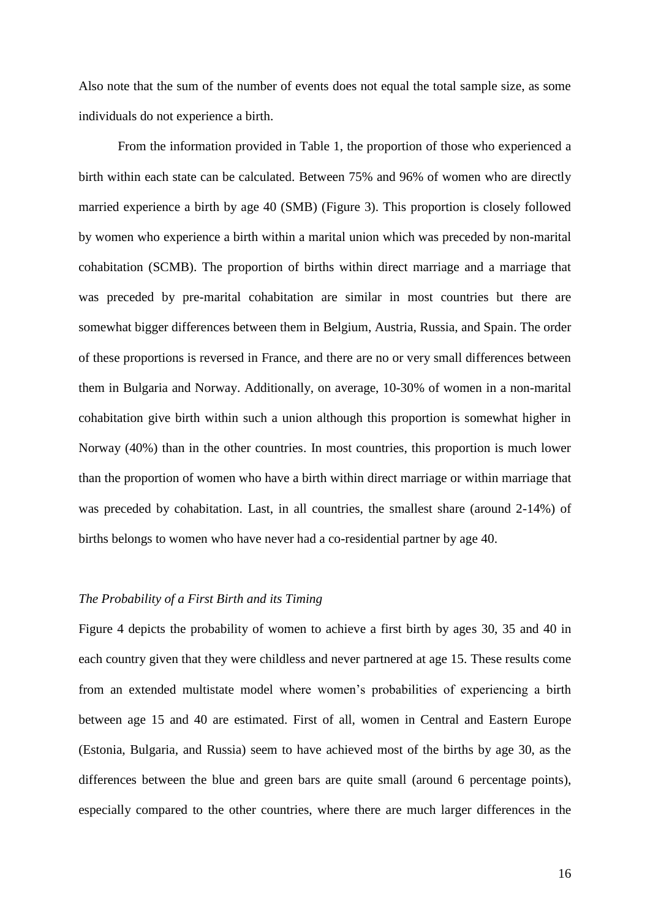Also note that the sum of the number of events does not equal the total sample size, as some individuals do not experience a birth.

From the information provided in Table 1, the proportion of those who experienced a birth within each state can be calculated. Between 75% and 96% of women who are directly married experience a birth by age 40 (SMB) (Figure 3). This proportion is closely followed by women who experience a birth within a marital union which was preceded by non-marital cohabitation (SCMB). The proportion of births within direct marriage and a marriage that was preceded by pre-marital cohabitation are similar in most countries but there are somewhat bigger differences between them in Belgium, Austria, Russia, and Spain. The order of these proportions is reversed in France, and there are no or very small differences between them in Bulgaria and Norway. Additionally, on average, 10-30% of women in a non-marital cohabitation give birth within such a union although this proportion is somewhat higher in Norway (40%) than in the other countries. In most countries, this proportion is much lower than the proportion of women who have a birth within direct marriage or within marriage that was preceded by cohabitation. Last, in all countries, the smallest share (around 2-14%) of births belongs to women who have never had a co-residential partner by age 40.

### *The Probability of a First Birth and its Timing*

Figure 4 depicts the probability of women to achieve a first birth by ages 30, 35 and 40 in each country given that they were childless and never partnered at age 15. These results come from an extended multistate model where women's probabilities of experiencing a birth between age 15 and 40 are estimated. First of all, women in Central and Eastern Europe (Estonia, Bulgaria, and Russia) seem to have achieved most of the births by age 30, as the differences between the blue and green bars are quite small (around 6 percentage points), especially compared to the other countries, where there are much larger differences in the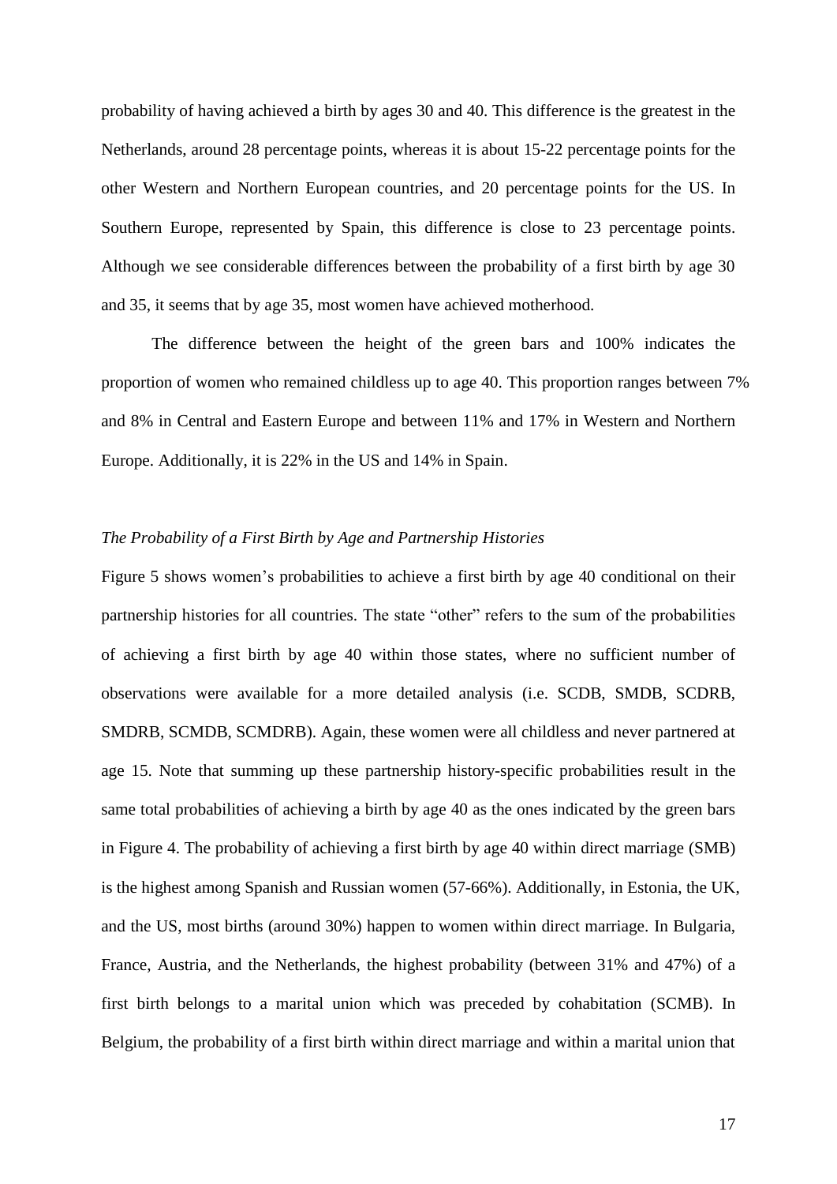probability of having achieved a birth by ages 30 and 40. This difference is the greatest in the Netherlands, around 28 percentage points, whereas it is about 15-22 percentage points for the other Western and Northern European countries, and 20 percentage points for the US. In Southern Europe, represented by Spain, this difference is close to 23 percentage points. Although we see considerable differences between the probability of a first birth by age 30 and 35, it seems that by age 35, most women have achieved motherhood.

The difference between the height of the green bars and 100% indicates the proportion of women who remained childless up to age 40. This proportion ranges between 7% and 8% in Central and Eastern Europe and between 11% and 17% in Western and Northern Europe. Additionally, it is 22% in the US and 14% in Spain.

### *The Probability of a First Birth by Age and Partnership Histories*

Figure 5 shows women's probabilities to achieve a first birth by age 40 conditional on their partnership histories for all countries. The state "other" refers to the sum of the probabilities of achieving a first birth by age 40 within those states, where no sufficient number of observations were available for a more detailed analysis (i.e. SCDB, SMDB, SCDRB, SMDRB, SCMDB, SCMDRB). Again, these women were all childless and never partnered at age 15. Note that summing up these partnership history-specific probabilities result in the same total probabilities of achieving a birth by age 40 as the ones indicated by the green bars in Figure 4. The probability of achieving a first birth by age 40 within direct marriage (SMB) is the highest among Spanish and Russian women (57-66%). Additionally, in Estonia, the UK, and the US, most births (around 30%) happen to women within direct marriage. In Bulgaria, France, Austria, and the Netherlands, the highest probability (between 31% and 47%) of a first birth belongs to a marital union which was preceded by cohabitation (SCMB). In Belgium, the probability of a first birth within direct marriage and within a marital union that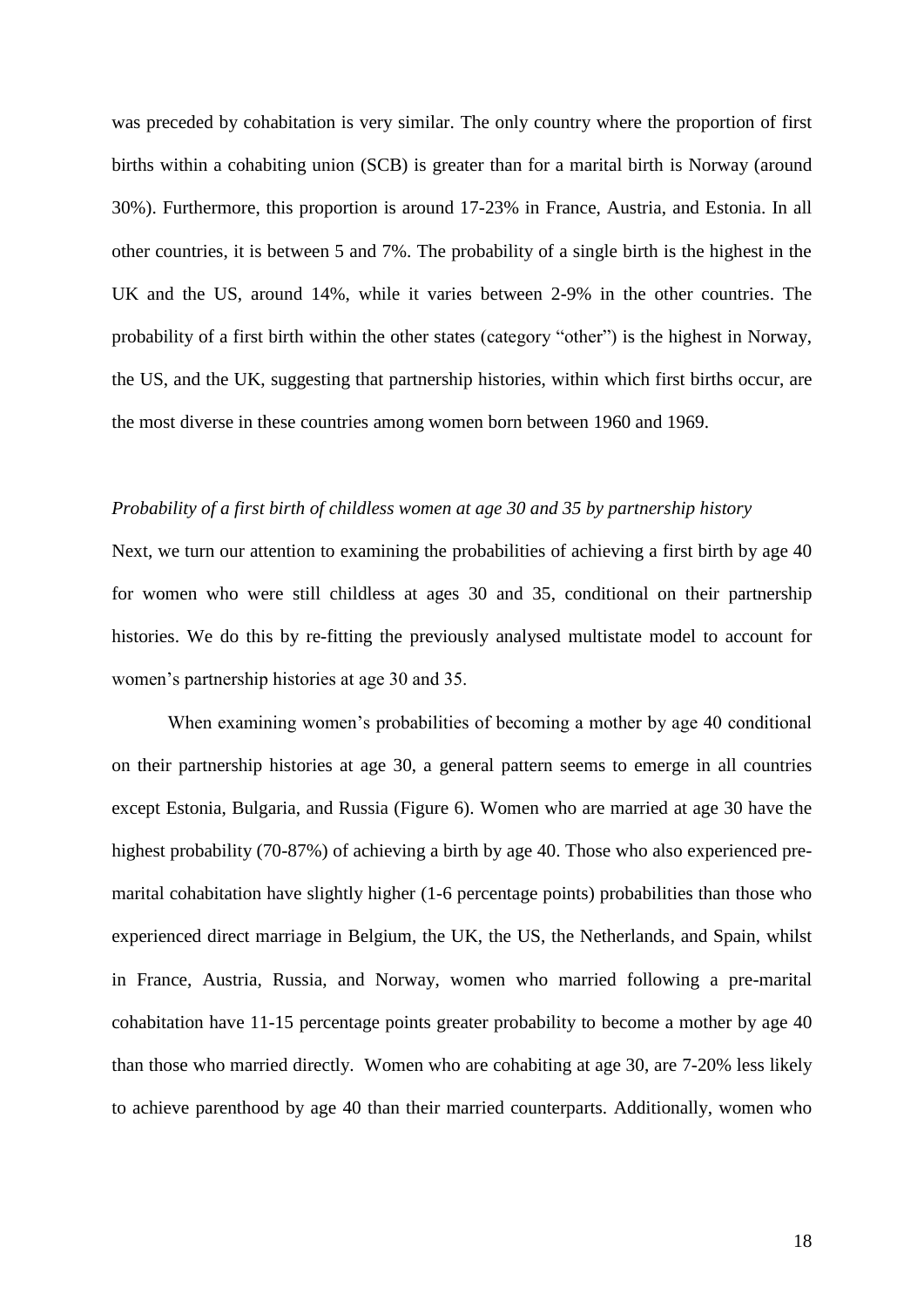was preceded by cohabitation is very similar. The only country where the proportion of first births within a cohabiting union (SCB) is greater than for a marital birth is Norway (around 30%). Furthermore, this proportion is around 17-23% in France, Austria, and Estonia. In all other countries, it is between 5 and 7%. The probability of a single birth is the highest in the UK and the US, around 14%, while it varies between 2-9% in the other countries. The probability of a first birth within the other states (category "other") is the highest in Norway, the US, and the UK, suggesting that partnership histories, within which first births occur, are the most diverse in these countries among women born between 1960 and 1969.

*Probability of a first birth of childless women at age 30 and 35 by partnership history*

Next, we turn our attention to examining the probabilities of achieving a first birth by age 40 for women who were still childless at ages 30 and 35, conditional on their partnership histories. We do this by re-fitting the previously analysed multistate model to account for women's partnership histories at age 30 and 35.

When examining women's probabilities of becoming a mother by age 40 conditional on their partnership histories at age 30, a general pattern seems to emerge in all countries except Estonia, Bulgaria, and Russia (Figure 6). Women who are married at age 30 have the highest probability (70-87%) of achieving a birth by age 40. Those who also experienced pre-marital cohabitation have slightly higher (1-6 percentage points) probabilities than those who experienced direct marriage in Belgium, the UK, the US, the Netherlands, and Spain, whilst in France, Austria, Russia, and Norway, women who married following a pre-marital cohabitation have 11-15 percentage points greater probability to become a mother by age 40 than those who married directly. Women who are cohabiting at age 30, are 7-20% less likely to achieve parenthood by age 40 than their married counterparts. Additionally, women who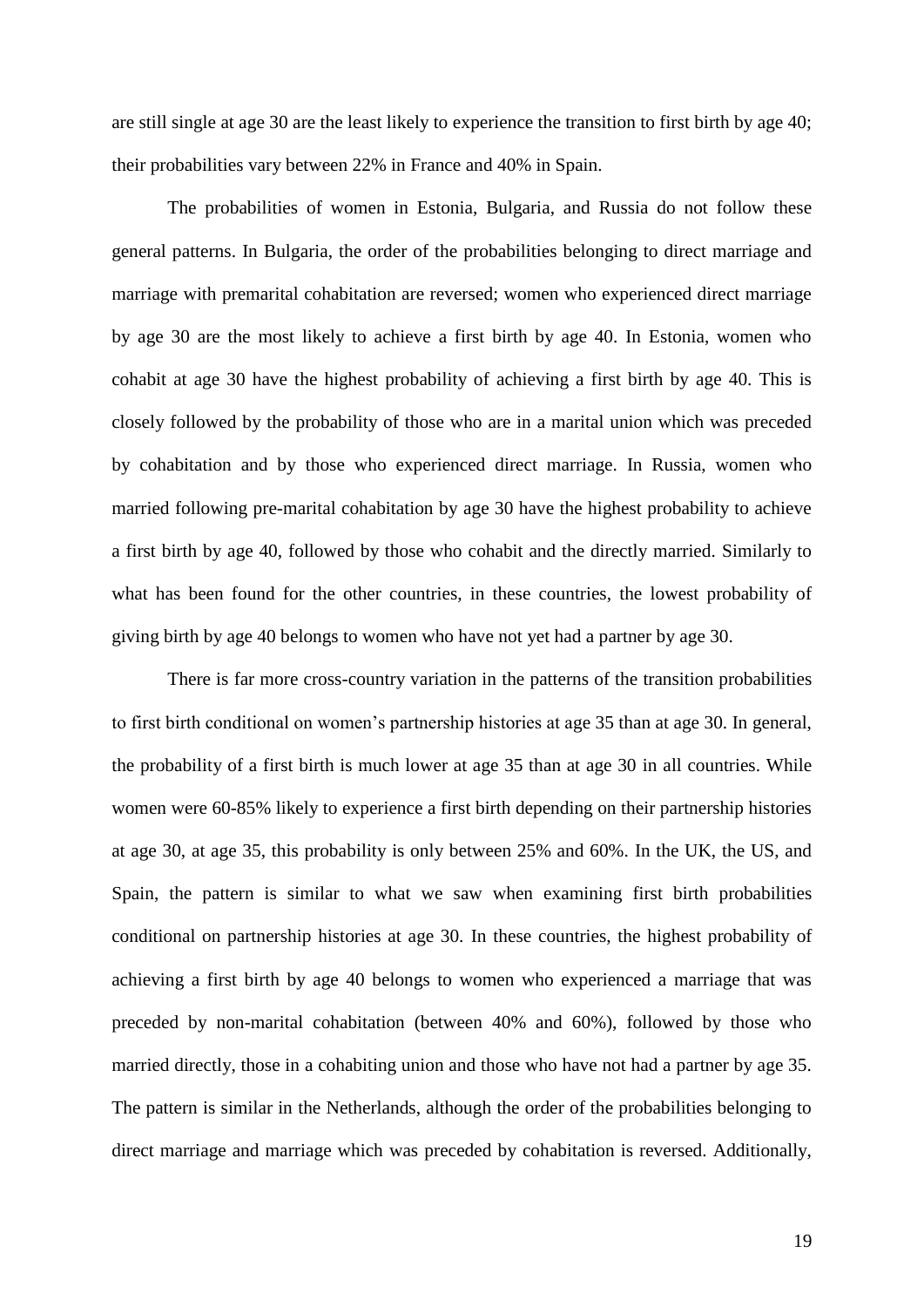are still single at age 30 are the least likely to experience the transition to first birth by age 40; their probabilities vary between 22% in France and 40% in Spain.

The probabilities of women in Estonia, Bulgaria, and Russia do not follow these general patterns. In Bulgaria, the order of the probabilities belonging to direct marriage and marriage with premarital cohabitation are reversed; women who experienced direct marriage by age 30 are the most likely to achieve a first birth by age 40. In Estonia, women who cohabit at age 30 have the highest probability of achieving a first birth by age 40. This is closely followed by the probability of those who are in a marital union which was preceded by cohabitation and by those who experienced direct marriage. In Russia, women who married following pre-marital cohabitation by age 30 have the highest probability to achieve a first birth by age 40, followed by those who cohabit and the directly married. Similarly to what has been found for the other countries, in these countries, the lowest probability of giving birth by age 40 belongs to women who have not yet had a partner by age 30.

There is far more cross-country variation in the patterns of the transition probabilities to first birth conditional on women's partnership histories at age 35 than at age 30. In general, the probability of a first birth is much lower at age 35 than at age 30 in all countries. While women were 60-85% likely to experience a first birth depending on their partnership histories at age 30, at age 35, this probability is only between 25% and 60%. In the UK, the US, and Spain, the pattern is similar to what we saw when examining first birth probabilities conditional on partnership histories at age 30. In these countries, the highest probability of achieving a first birth by age 40 belongs to women who experienced a marriage that was preceded by non-marital cohabitation (between 40% and 60%), followed by those who married directly, those in a cohabiting union and those who have not had a partner by age 35. The pattern is similar in the Netherlands, although the order of the probabilities belonging to direct marriage and marriage which was preceded by cohabitation is reversed. Additionally,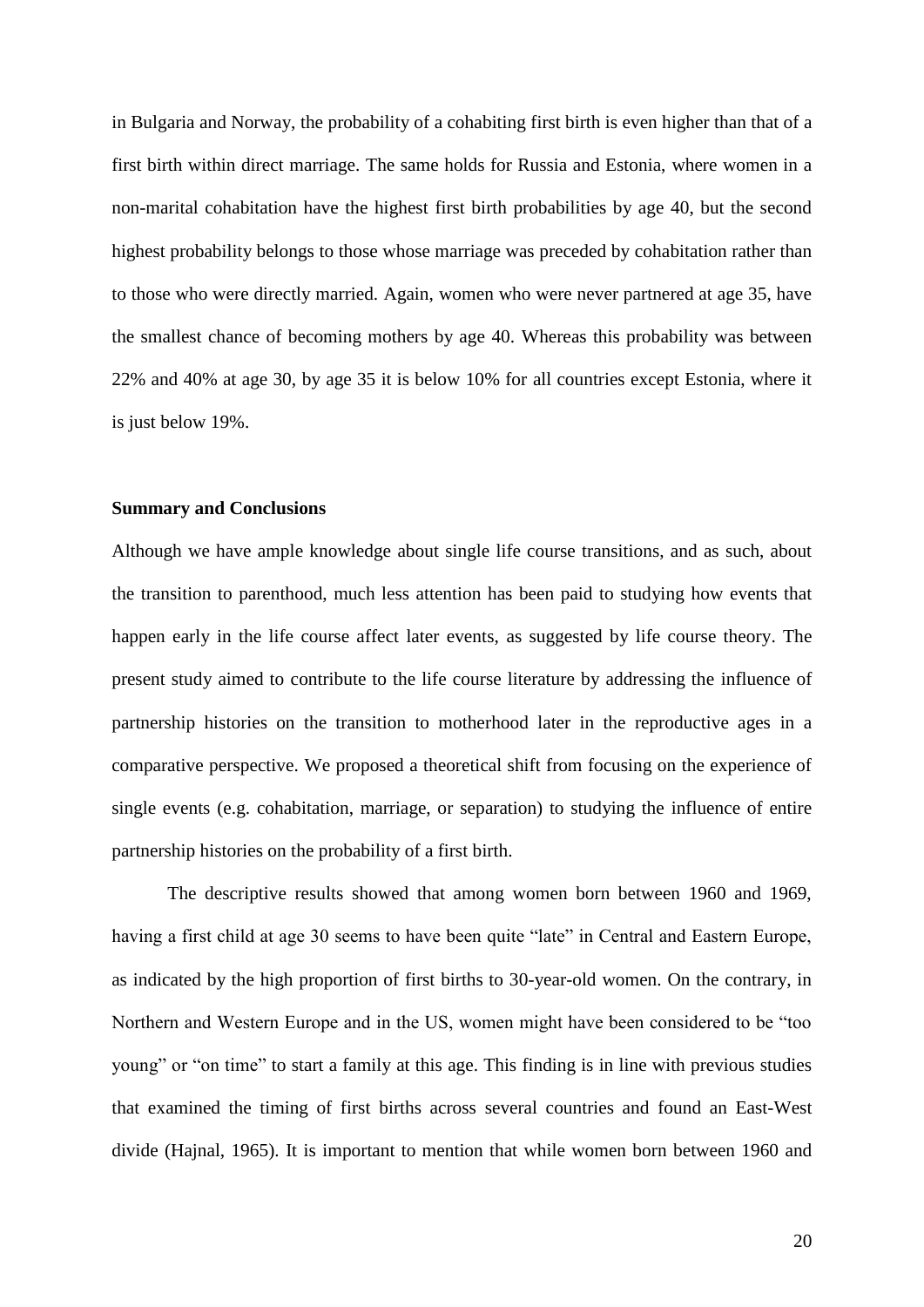in Bulgaria and Norway, the probability of a cohabiting first birth is even higher than that of a first birth within direct marriage. The same holds for Russia and Estonia, where women in a non-marital cohabitation have the highest first birth probabilities by age 40, but the second highest probability belongs to those whose marriage was preceded by cohabitation rather than to those who were directly married. Again, women who were never partnered at age 35, have the smallest chance of becoming mothers by age 40. Whereas this probability was between 22% and 40% at age 30, by age 35 it is below 10% for all countries except Estonia, where it is just below 19%.

## Summary and Conclusions

Although we have ample knowledge about single life course transitions, and as such, about the transition to parenthood, much less attention has been paid to studying how events that happen early in the life course affect later events, as suggested by life course theory. The present study aimed to contribute to the life course literature by addressing the influence of partnership histories on the transition to motherhood later in the reproductive ages in a comparative perspective. We proposed a theoretical shift from focusing on the experience of single events (e.g. cohabitation, marriage, or separation) to studying the influence of entire partnership histories on the probability of a first birth.

The descriptive results showed that among women born between 1960 and 1969, having a first child at age 30 seems to have been quite "late" in Central and Eastern Europe, as indicated by the high proportion of first births to 30-year-old women. On the contrary, in Northern and Western Europe and in the US, women might have been considered to be "too young" or "on time" to start a family at this age. This finding is in line with previous studies that examined the timing of first births across several countries and found an East-West divide (Hajnal, 1965). It is important to mention that while women born between 1960 and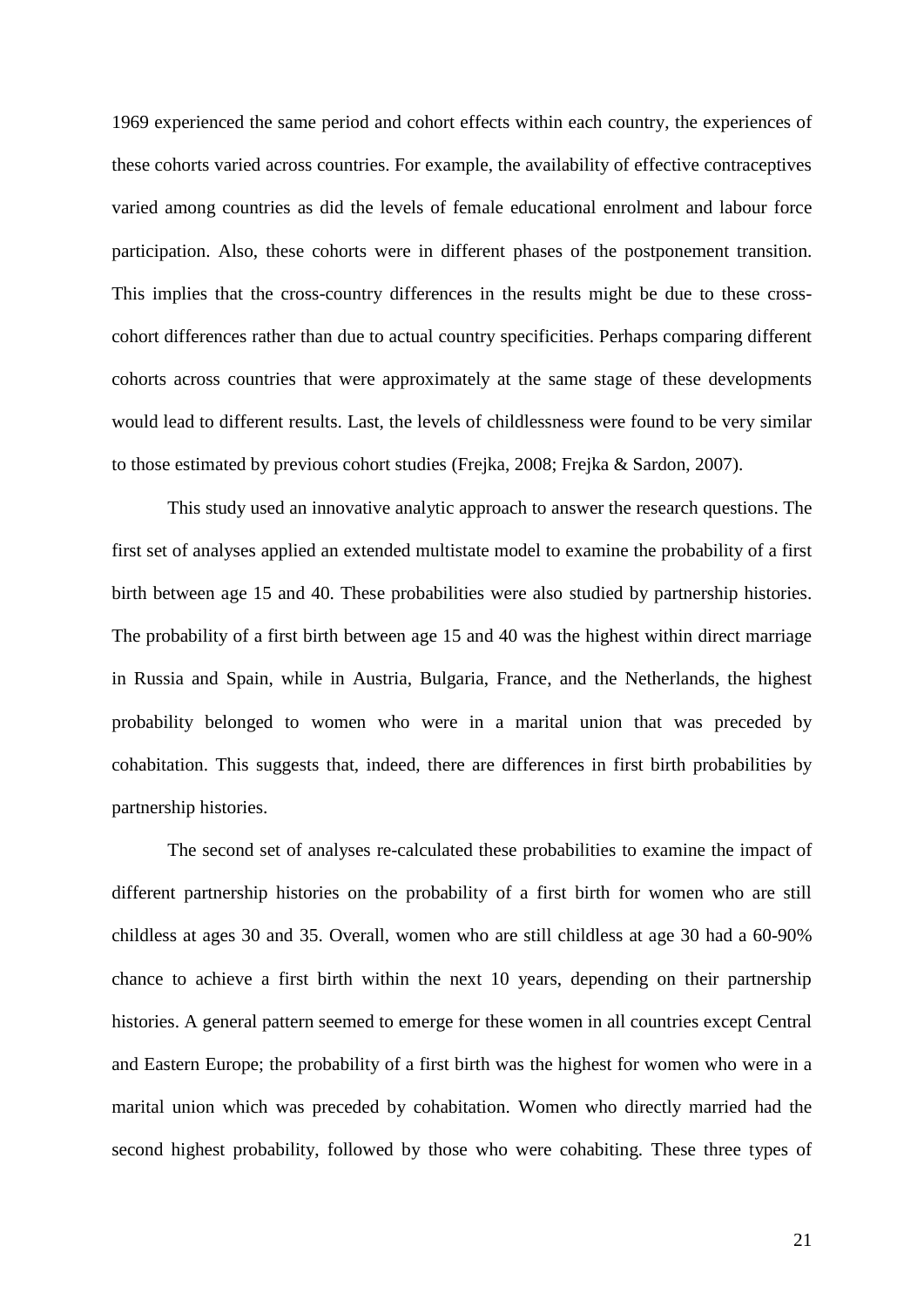1969 experienced the same period and cohort effects within each country, the experiences of these cohorts varied across countries. For example, the availability of effective contraceptives varied among countries as did the levels of female educational enrolment and labour force participation. Also, these cohorts were in different phases of the postponement transition. This implies that the cross-country differences in the results might be due to these cross-cohort differences rather than due to actual country specificities. Perhaps comparing different cohorts across countries that were approximately at the same stage of these developments would lead to different results. Last, the levels of childlessness were found to be very similar to those estimated by previous cohort studies (Frejka, 2008; Frejka & Sardon, 2007).

This study used an innovative analytic approach to answer the research questions. The first set of analyses applied an extended multistate model to examine the probability of a first birth between age 15 and 40. These probabilities were also studied by partnership histories. The probability of a first birth between age 15 and 40 was the highest within direct marriage in Russia and Spain, while in Austria, Bulgaria, France, and the Netherlands, the highest probability belonged to women who were in a marital union that was preceded by cohabitation. This suggests that, indeed, there are differences in first birth probabilities by partnership histories.

The second set of analyses re-calculated these probabilities to examine the impact of different partnership histories on the probability of a first birth for women who are still childless at ages 30 and 35. Overall, women who are still childless at age 30 had a 60-90% chance to achieve a first birth within the next 10 years, depending on their partnership histories. A general pattern seemed to emerge for these women in all countries except Central and Eastern Europe; the probability of a first birth was the highest for women who were in a marital union which was preceded by cohabitation. Women who directly married had the second highest probability, followed by those who were cohabiting. These three types of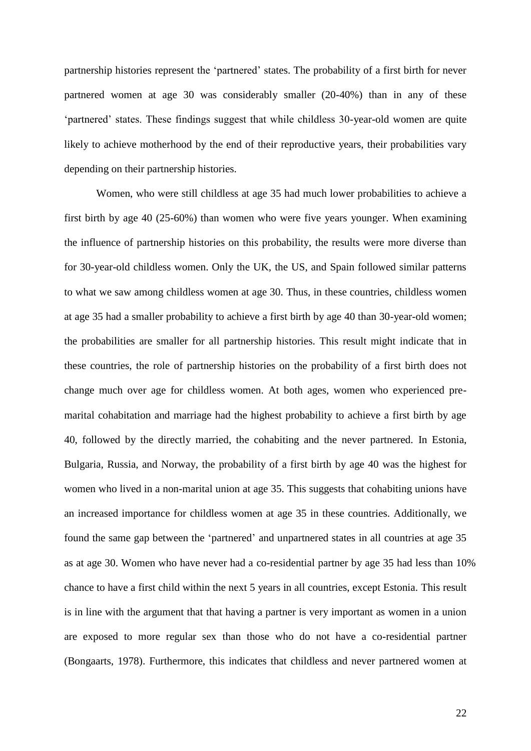partnership histories represent the 'partnered' states. The probability of a first birth for never partnered women at age 30 was considerably smaller (20-40%) than in any of these 'partnered' states. These findings suggest that while childless 30-year-old women are quite likely to achieve motherhood by the end of their reproductive years, their probabilities vary depending on their partnership histories.

Women, who were still childless at age 35 had much lower probabilities to achieve a first birth by age 40 (25-60%) than women who were five years younger. When examining the influence of partnership histories on this probability, the results were more diverse than for 30-year-old childless women. Only the UK, the US, and Spain followed similar patterns to what we saw among childless women at age 30. Thus, in these countries, childless women at age 35 had a smaller probability to achieve a first birth by age 40 than 30-year-old women; the probabilities are smaller for all partnership histories. This result might indicate that in these countries, the role of partnership histories on the probability of a first birth does not change much over age for childless women. At both ages, women who experienced pre-marital cohabitation and marriage had the highest probability to achieve a first birth by age 40, followed by the directly married, the cohabiting and the never partnered. In Estonia, Bulgaria, Russia, and Norway, the probability of a first birth by age 40 was the highest for women who lived in a non-marital union at age 35. This suggests that cohabiting unions have an increased importance for childless women at age 35 in these countries. Additionally, we found the same gap between the 'partnered' and unpartnered states in all countries at age 35 as at age 30. Women who have never had a co-residential partner by age 35 had less than 10% chance to have a first child within the next 5 years in all countries, except Estonia. This result is in line with the argument that that having a partner is very important as women in a union are exposed to more regular sex than those who do not have a co-residential partner (Bongaarts, 1978). Furthermore, this indicates that childless and never partnered women at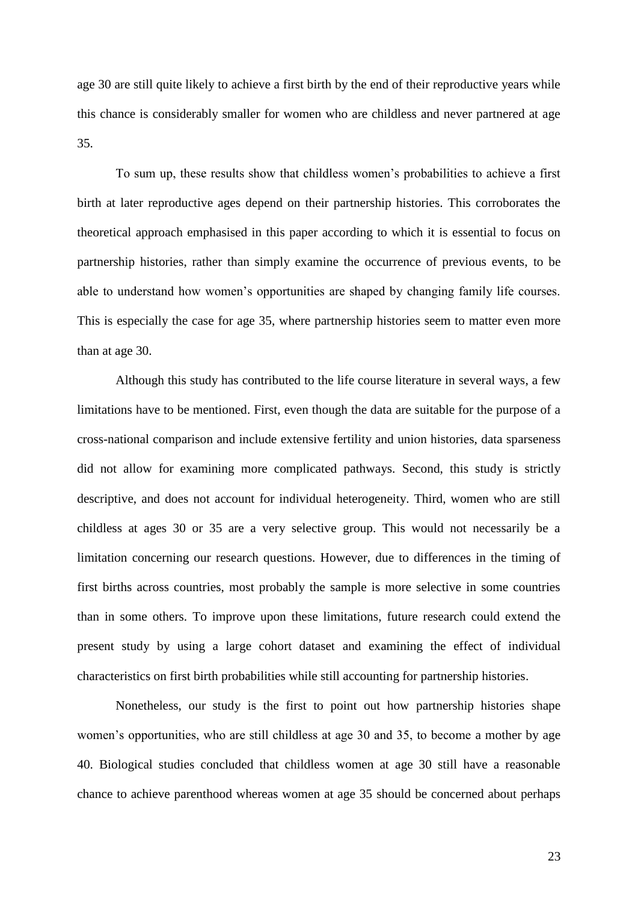age 30 are still quite likely to achieve a first birth by the end of their reproductive years while this chance is considerably smaller for women who are childless and never partnered at age 35.

To sum up, these results show that childless women's probabilities to achieve a first birth at later reproductive ages depend on their partnership histories. This corroborates the theoretical approach emphasised in this paper according to which it is essential to focus on partnership histories, rather than simply examine the occurrence of previous events, to be able to understand how women's opportunities are shaped by changing family life courses. This is especially the case for age 35, where partnership histories seem to matter even more than at age 30.

Although this study has contributed to the life course literature in several ways, a few limitations have to be mentioned. First, even though the data are suitable for the purpose of a cross-national comparison and include extensive fertility and union histories, data sparseness did not allow for examining more complicated pathways. Second, this study is strictly descriptive, and does not account for individual heterogeneity. Third, women who are still childless at ages 30 or 35 are a very selective group. This would not necessarily be a limitation concerning our research questions. However, due to differences in the timing of first births across countries, most probably the sample is more selective in some countries than in some others. To improve upon these limitations, future research could extend the present study by using a large cohort dataset and examining the effect of individual characteristics on first birth probabilities while still accounting for partnership histories.

Nonetheless, our study is the first to point out how partnership histories shape women's opportunities, who are still childless at age 30 and 35, to become a mother by age 40. Biological studies concluded that childless women at age 30 still have a reasonable chance to achieve parenthood whereas women at age 35 should be concerned about perhaps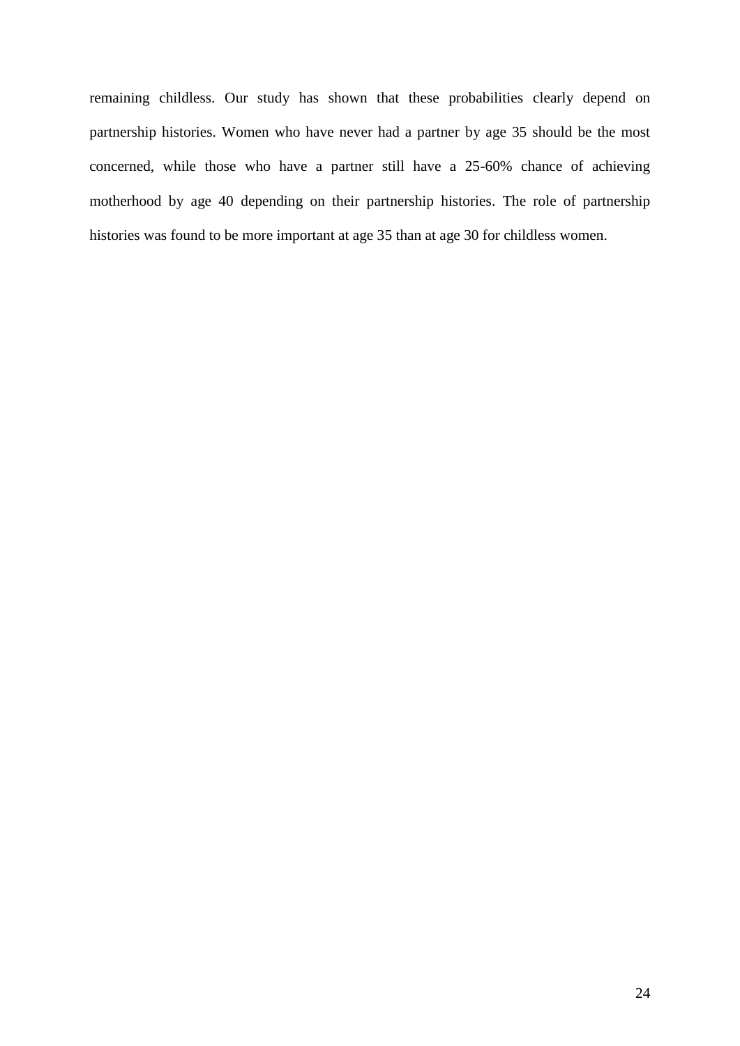remaining childless. Our study has shown that these probabilities clearly depend on partnership histories. Women who have never had a partner by age 35 should be the most concerned, while those who have a partner still have a 25-60% chance of achieving motherhood by age 40 depending on their partnership histories. The role of partnership histories was found to be more important at age 35 than at age 30 for childless women.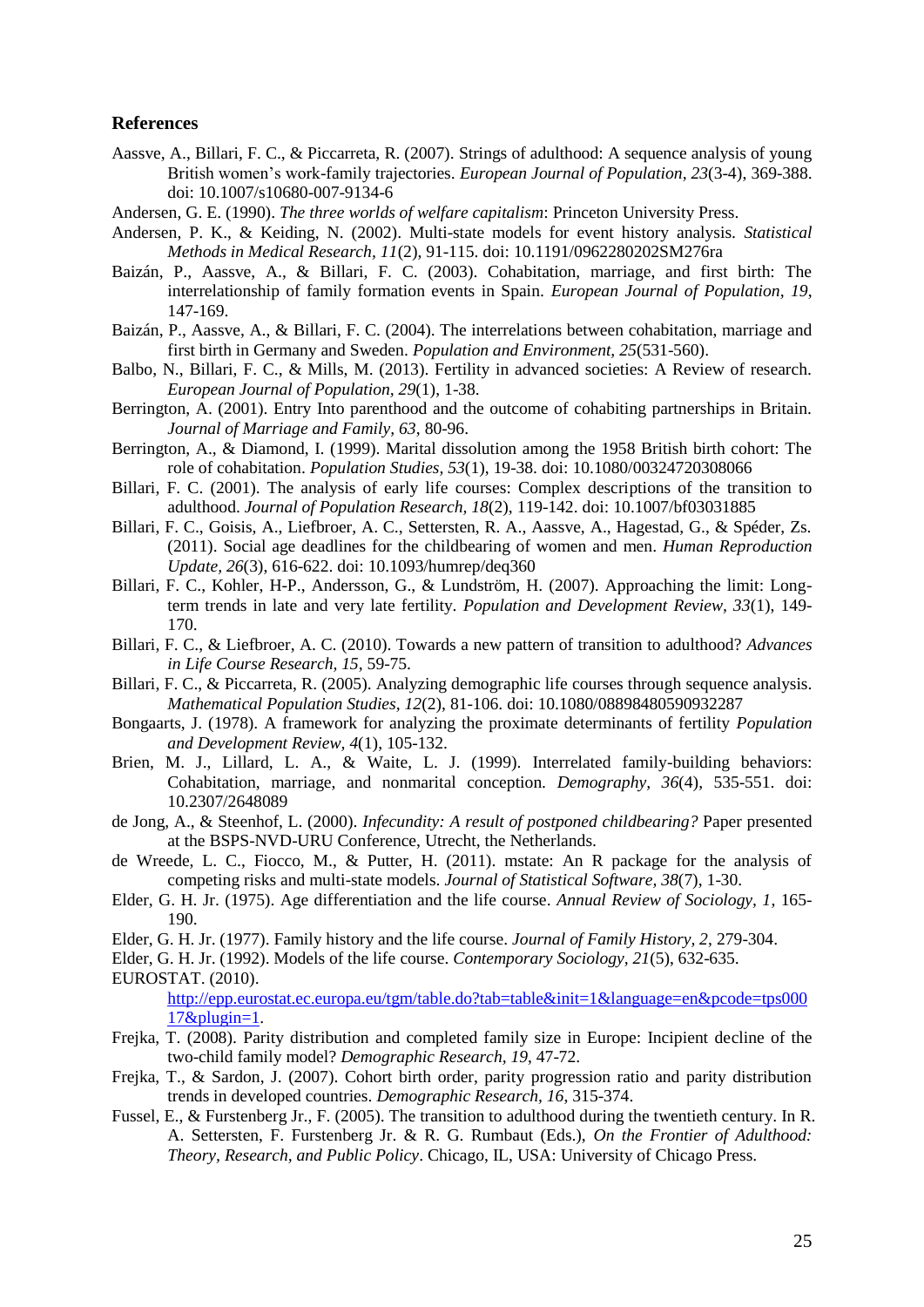## References

Aassve, A., Billari, F. C., & Piccarreta, R. (2007). Strings of adulthood: A sequence analysis of young British women's work-family trajectories. *European Journal of Population, 23*(3-4), 369-388. doi: 10.1007/s10680-007-9134-6

Andersen, G. E. (1990). *The three worlds of welfare capitalism*: Princeton University Press.

Andersen, P. K., & Keiding, N. (2002). Multi-state models for event history analysis. *Statistical Methods in Medical Research, 11*(2), 91-115. doi: 10.1191/0962280202SM276ra

Baizán, P., Aassve, A., & Billari, F. C. (2003). Cohabitation, marriage, and first birth: The interrelationship of family formation events in Spain. *European Journal of Population, 19*, 147-169.

Baizán, P., Aassve, A., & Billari, F. C. (2004). The interrelations between cohabitation, marriage and first birth in Germany and Sweden. *Population and Environment, 25*(531-560).

Balbo, N., Billari, F. C., & Mills, M. (2013). Fertility in advanced societies: A Review of research. *European Journal of Population, 29*(1), 1-38.

Berrington, A. (2001). Entry Into parenthood and the outcome of cohabiting partnerships in Britain. *Journal of Marriage and Family, 63*, 80-96.

Berrington, A., & Diamond, I. (1999). Marital dissolution among the 1958 British birth cohort: The role of cohabitation. *Population Studies, 53*(1), 19-38. doi: 10.1080/00324720308066

Billari, F. C. (2001). The analysis of early life courses: Complex descriptions of the transition to adulthood. *Journal of Population Research, 18*(2), 119-142. doi: 10.1007/bf03031885

Billari, F. C., Goisis, A., Liefbroer, A. C., Settersten, R. A., Aassve, A., Hagestad, G., & Spéder, Zs. (2011). Social age deadlines for the childbearing of women and men. *Human Reproduction Update, 26*(3), 616-622. doi: 10.1093/humrep/deq360

Billari, F. C., Kohler, H-P., Andersson, G., & Lundström, H. (2007). Approaching the limit: Long-term trends in late and very late fertility. *Population and Development Review, 33*(1), 149-170.

Billari, F. C., & Liefbroer, A. C. (2010). Towards a new pattern of transition to adulthood? *Advances in Life Course Research, 15*, 59-75.

Billari, F. C., & Piccarreta, R. (2005). Analyzing demographic life courses through sequence analysis. *Mathematical Population Studies, 12*(2), 81-106. doi: 10.1080/08898480590932287

Bongaarts, J. (1978). A framework for analyzing the proximate determinants of fertility *Population and Development Review, 4*(1), 105-132.

Brien, M. J., Lillard, L. A., & Waite, L. J. (1999). Interrelated family-building behaviors: Cohabitation, marriage, and nonmarital conception. *Demography, 36*(4), 535-551. doi: 10.2307/2648089

de Jong, A., & Steenhof, L. (2000). *Infecundity: A result of postponed childbearing?* Paper presented at the BSPS-NVD-URU Conference, Utrecht, the Netherlands.

de Wreede, L. C., Fiocco, M., & Putter, H. (2011). mstate: An R package for the analysis of competing risks and multi-state models. *Journal of Statistical Software, 38*(7), 1-30.

Elder, G. H. Jr. (1975). Age differentiation and the life course. *Annual Review of Sociology, 1*, 165-190.

Elder, G. H. Jr. (1977). Family history and the life course. *Journal of Family History, 2*, 279-304.

Elder, G. H. Jr. (1992). Models of the life course. *Contemporary Sociology, 21*(5), 632-635.

EUROSTAT. (2010). http://epp.eurostat.ec.europa.eu/tgm/table.do?tab=table&init=1&language=en&pcode=tps00017&plugin=1.

Frejka, T. (2008). Parity distribution and completed family size in Europe: Incipient decline of the two-child family model? *Demographic Research, 19*, 47-72.

Frejka, T., & Sardon, J. (2007). Cohort birth order, parity progression ratio and parity distribution trends in developed countries. *Demographic Research, 16*, 315-374.

Fussel, E., & Furstenberg Jr., F. (2005). The transition to adulthood during the twentieth century. In R. A. Settersten, F. Furstenberg Jr. & R. G. Rumbaut (Eds.), *On the Frontier of Adulthood: Theory, Research, and Public Policy*. Chicago, IL, USA: University of Chicago Press.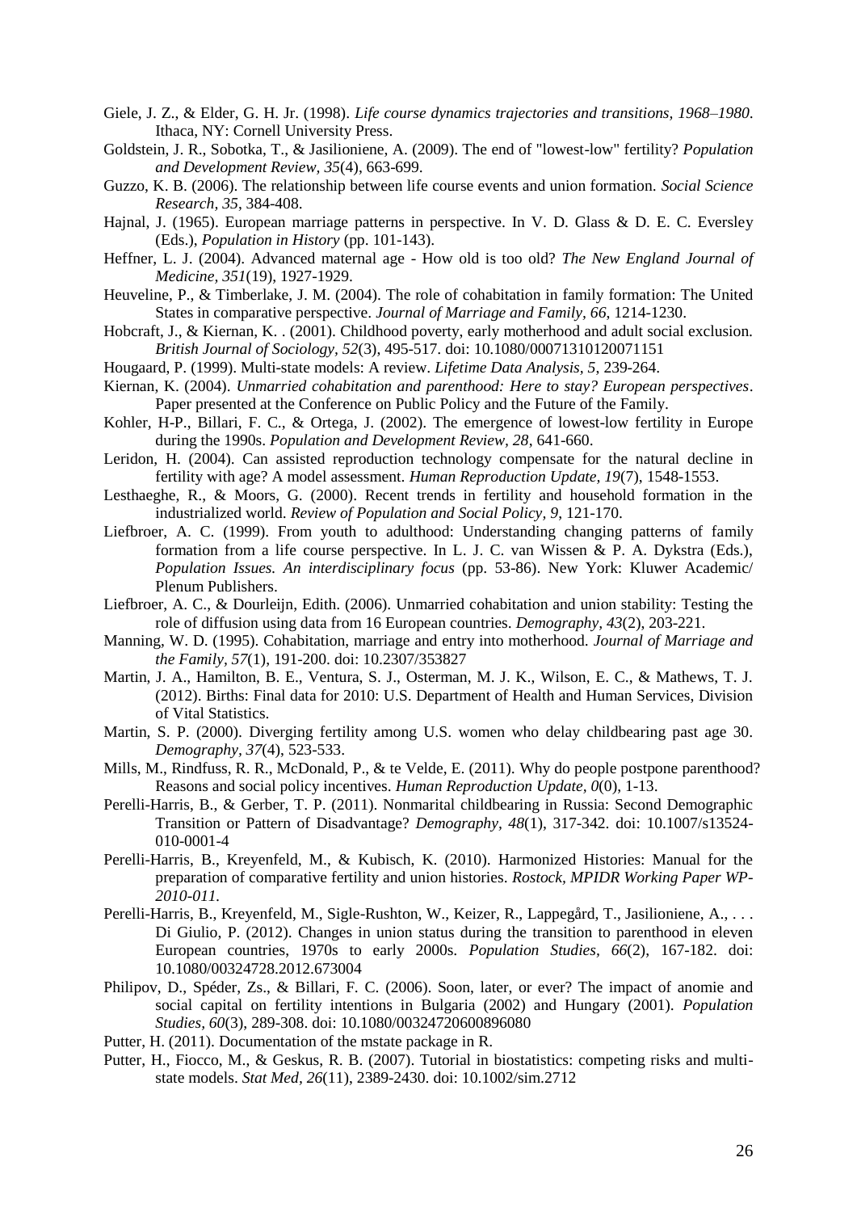Giele, J. Z., & Elder, G. H. Jr. (1998). *Life course dynamics trajectories and transitions, 1968–1980*. Ithaca, NY: Cornell University Press.

Goldstein, J. R., Sobotka, T., & Jasilioniene, A. (2009). The end of "lowest-low" fertility? *Population and Development Review, 35*(4), 663-699.

Guzzo, K. B. (2006). The relationship between life course events and union formation. *Social Science Research, 35*, 384-408.

Hajnal, J. (1965). European marriage patterns in perspective. In V. D. Glass & D. E. C. Eversley (Eds.), *Population in History* (pp. 101-143).

Heffner, L. J. (2004). Advanced maternal age - How old is too old? *The New England Journal of Medicine, 351*(19), 1927-1929.

Heuveline, P., & Timberlake, J. M. (2004). The role of cohabitation in family formation: The United States in comparative perspective. *Journal of Marriage and Family, 66*, 1214-1230.

Hobcraft, J., & Kiernan, K. . (2001). Childhood poverty, early motherhood and adult social exclusion. *British Journal of Sociology, 52*(3), 495-517. doi: 10.1080/00071310120071151

Hougaard, P. (1999). Multi-state models: A review. *Lifetime Data Analysis, 5*, 239-264.

Kiernan, K. (2004). *Unmarried cohabitation and parenthood: Here to stay? European perspectives*. Paper presented at the Conference on Public Policy and the Future of the Family.

Kohler, H-P., Billari, F. C., & Ortega, J. (2002). The emergence of lowest-low fertility in Europe during the 1990s. *Population and Development Review, 28*, 641-660.

Leridon, H. (2004). Can assisted reproduction technology compensate for the natural decline in fertility with age? A model assessment. *Human Reproduction Update, 19*(7), 1548-1553.

Lesthaeghe, R., & Moors, G. (2000). Recent trends in fertility and household formation in the industrialized world. *Review of Population and Social Policy, 9*, 121-170.

Liefbroer, A. C. (1999). From youth to adulthood: Understanding changing patterns of family formation from a life course perspective. In L. J. C. van Wissen & P. A. Dykstra (Eds.), *Population Issues. An interdisciplinary focus* (pp. 53-86). New York: Kluwer Academic/ Plenum Publishers.

Liefbroer, A. C., & Dourleijn, Edith. (2006). Unmarried cohabitation and union stability: Testing the role of diffusion using data from 16 European countries. *Demography, 43*(2), 203-221.

Manning, W. D. (1995). Cohabitation, marriage and entry into motherhood. *Journal of Marriage and the Family, 57*(1), 191-200. doi: 10.2307/353827

Martin, J. A., Hamilton, B. E., Ventura, S. J., Osterman, M. J. K., Wilson, E. C., & Mathews, T. J. (2012). Births: Final data for 2010: U.S. Department of Health and Human Services, Division of Vital Statistics.

Martin, S. P. (2000). Diverging fertility among U.S. women who delay childbearing past age 30. *Demography, 37*(4), 523-533.

Mills, M., Rindfuss, R. R., McDonald, P., & te Velde, E. (2011). Why do people postpone parenthood? Reasons and social policy incentives. *Human Reproduction Update, 0*(0), 1-13.

Perelli-Harris, B., & Gerber, T. P. (2011). Nonmarital childbearing in Russia: Second Demographic Transition or Pattern of Disadvantage? *Demography, 48*(1), 317-342. doi: 10.1007/s13524-010-0001-4

Perelli-Harris, B., Kreyenfeld, M., & Kubisch, K. (2010). Harmonized Histories: Manual for the preparation of comparative fertility and union histories. *Rostock, MPIDR Working Paper WP-2010-011.*

Perelli-Harris, B., Kreyenfeld, M., Sigle-Rushton, W., Keizer, R., Lappegård, T., Jasilioniene, A., . . . Di Giulio, P. (2012). Changes in union status during the transition to parenthood in eleven European countries, 1970s to early 2000s. *Population Studies, 66*(2), 167-182. doi: 10.1080/00324728.2012.673004

Philipov, D., Spéder, Zs., & Billari, F. C. (2006). Soon, later, or ever? The impact of anomie and social capital on fertility intentions in Bulgaria (2002) and Hungary (2001). *Population Studies, 60*(3), 289-308. doi: 10.1080/00324720600896080

Putter, H. (2011). Documentation of the mstate package in R.

Putter, H., Fiocco, M., & Geskus, R. B. (2007). Tutorial in biostatistics: competing risks and multi-state models. *Stat Med, 26*(11), 2389-2430. doi: 10.1002/sim.2712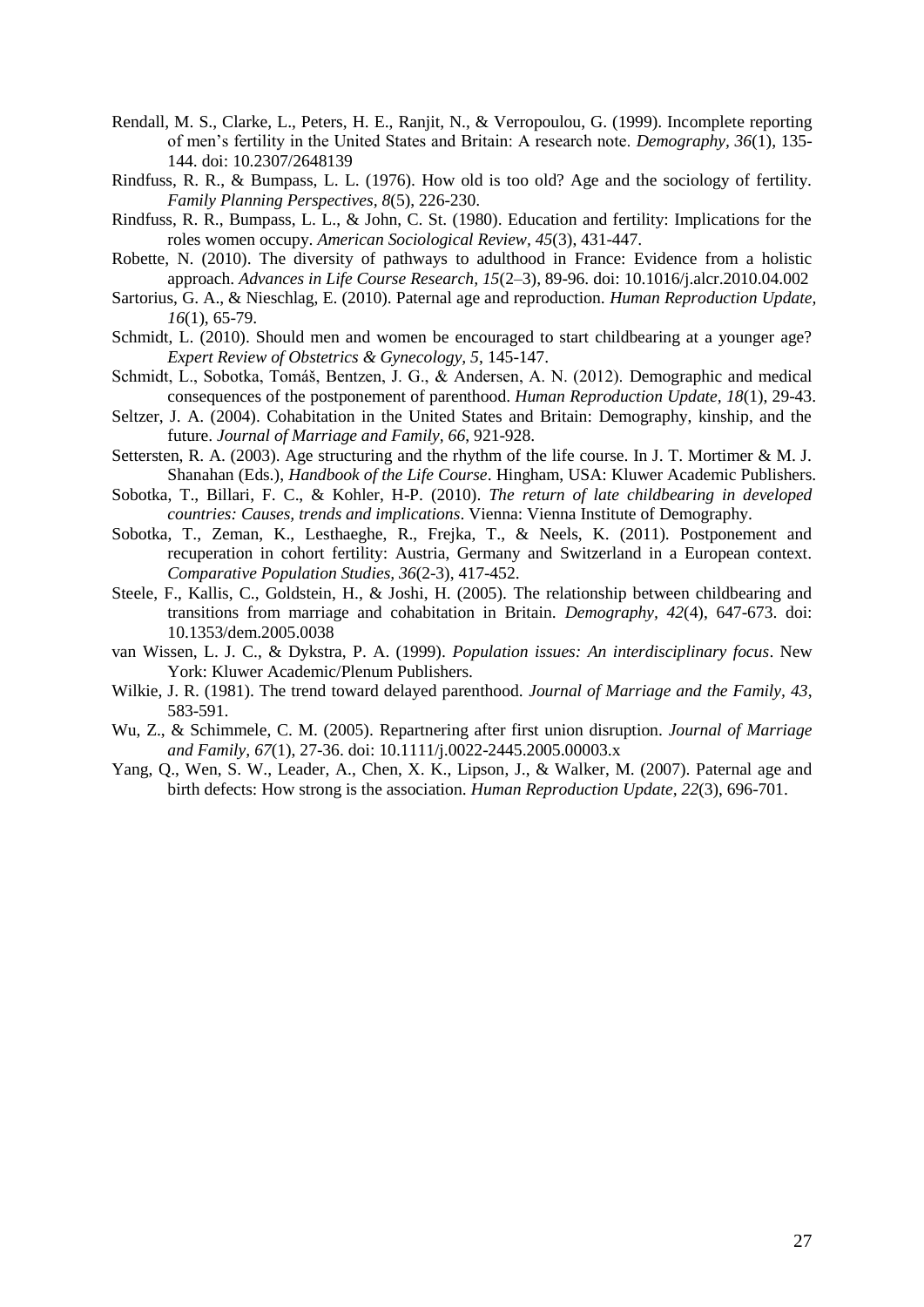Rendall, M. S., Clarke, L., Peters, H. E., Ranjit, N., & Verropoulou, G. (1999). Incomplete reporting of men's fertility in the United States and Britain: A research note. *Demography, 36*(1), 135-144. doi: 10.2307/2648139

Rindfuss, R. R., & Bumpass, L. L. (1976). How old is too old? Age and the sociology of fertility. *Family Planning Perspectives, 8*(5), 226-230.

Rindfuss, R. R., Bumpass, L. L., & John, C. St. (1980). Education and fertility: Implications for the roles women occupy. *American Sociological Review, 45*(3), 431-447.

Robette, N. (2010). The diversity of pathways to adulthood in France: Evidence from a holistic approach. *Advances in Life Course Research, 15*(2–3), 89-96. doi: 10.1016/j.alcr.2010.04.002

Sartorius, G. A., & Nieschlag, E. (2010). Paternal age and reproduction. *Human Reproduction Update, 16*(1), 65-79.

Schmidt, L. (2010). Should men and women be encouraged to start childbearing at a younger age? *Expert Review of Obstetrics & Gynecology, 5*, 145-147.

Schmidt, L., Sobotka, Tomáš, Bentzen, J. G., & Andersen, A. N. (2012). Demographic and medical consequences of the postponement of parenthood. *Human Reproduction Update, 18*(1), 29-43.

Seltzer, J. A. (2004). Cohabitation in the United States and Britain: Demography, kinship, and the future. *Journal of Marriage and Family, 66*, 921-928.

Settersten, R. A. (2003). Age structuring and the rhythm of the life course. In J. T. Mortimer & M. J. Shanahan (Eds.), *Handbook of the Life Course*. Hingham, USA: Kluwer Academic Publishers.

Sobotka, T., Billari, F. C., & Kohler, H-P. (2010). *The return of late childbearing in developed countries: Causes, trends and implications*. Vienna: Vienna Institute of Demography.

Sobotka, T., Zeman, K., Lesthaeghe, R., Frejka, T., & Neels, K. (2011). Postponement and recuperation in cohort fertility: Austria, Germany and Switzerland in a European context. *Comparative Population Studies, 36*(2-3), 417-452.

Steele, F., Kallis, C., Goldstein, H., & Joshi, H. (2005). The relationship between childbearing and transitions from marriage and cohabitation in Britain. *Demography, 42*(4), 647-673. doi: 10.1353/dem.2005.0038

van Wissen, L. J. C., & Dykstra, P. A. (1999). *Population issues: An interdisciplinary focus*. New York: Kluwer Academic/Plenum Publishers.

Wilkie, J. R. (1981). The trend toward delayed parenthood. *Journal of Marriage and the Family, 43*, 583-591.

Wu, Z., & Schimmele, C. M. (2005). Repartnering after first union disruption. *Journal of Marriage and Family, 67*(1), 27-36. doi: 10.1111/j.0022-2445.2005.00003.x

Yang, Q., Wen, S. W., Leader, A., Chen, X. K., Lipson, J., & Walker, M. (2007). Paternal age and birth defects: How strong is the association. *Human Reproduction Update, 22*(3), 696-701.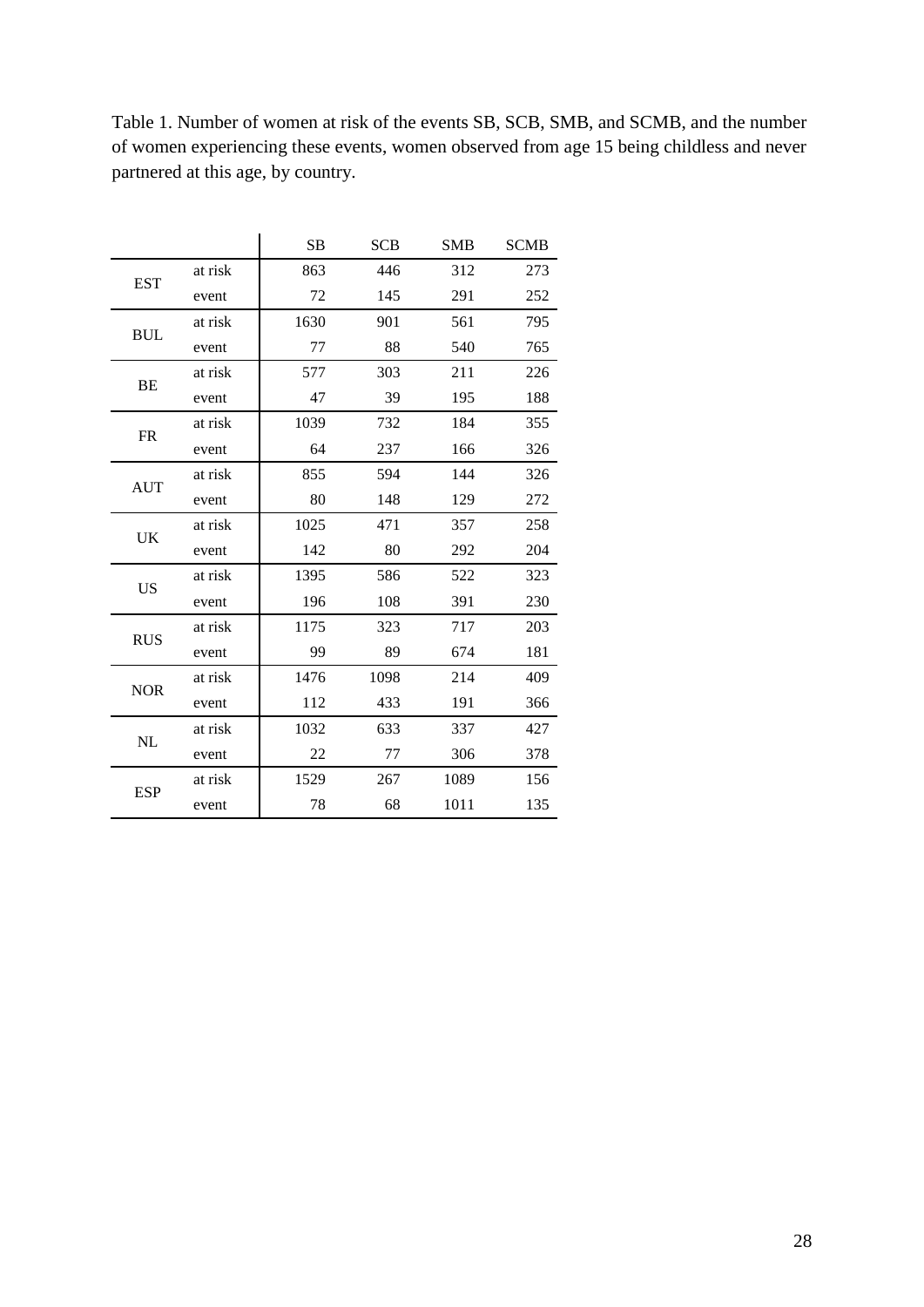Table 1. Number of women at risk of the events SB, SCB, SMB, and SCMB, and the number of women experiencing these events, women observed from age 15 being childless and never partnered at this age, by country.

| | | SB | SCB | SMB | SCMB |
|---|---|---|---|---|---|
| EST | at risk | 863 | 446 | 312 | 273 |
| | event | 72 | 145 | 291 | 252 |
| BUL | at risk | 1630 | 901 | 561 | 795 |
| | event | 77 | 88 | 540 | 765 |
| BE | at risk | 577 | 303 | 211 | 226 |
| | event | 47 | 39 | 195 | 188 |
| FR | at risk | 1039 | 732 | 184 | 355 |
| | event | 64 | 237 | 166 | 326 |
| AUT | at risk | 855 | 594 | 144 | 326 |
| | event | 80 | 148 | 129 | 272 |
| UK | at risk | 1025 | 471 | 357 | 258 |
| | event | 142 | 80 | 292 | 204 |
| US | at risk | 1395 | 586 | 522 | 323 |
| | event | 196 | 108 | 391 | 230 |
| RUS | at risk | 1175 | 323 | 717 | 203 |
| | event | 99 | 89 | 674 | 181 |
| NOR | at risk | 1476 | 1098 | 214 | 409 |
| | event | 112 | 433 | 191 | 366 |
| NL | at risk | 1032 | 633 | 337 | 427 |
| | event | 22 | 77 | 306 | 378 |
| ESP | at risk | 1529 | 267 | 1089 | 156 |
| | event | 78 | 68 | 1011 | 135 |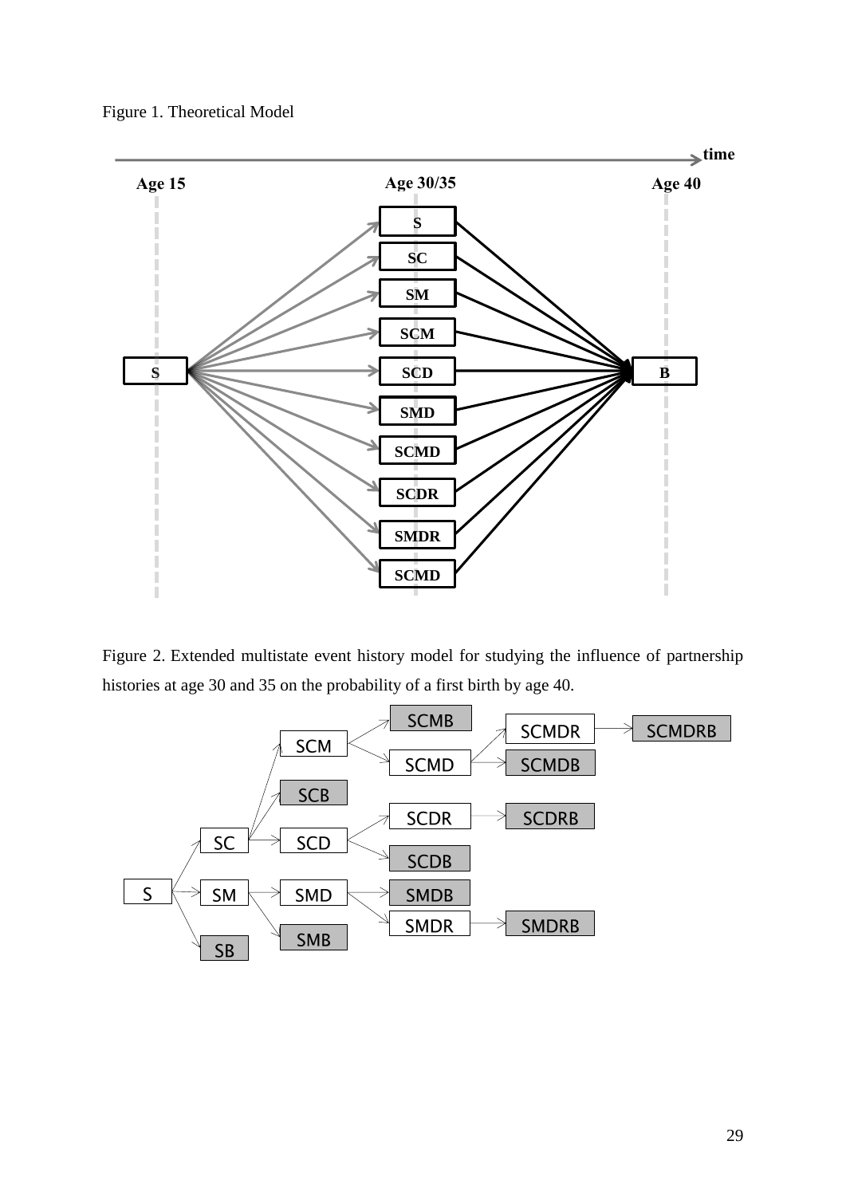Figure 1. Theoretical Model

Figure 2. Extended multistate event history model for studying the influence of partnership histories at age 30 and 35 on the probability of a first birth by age 40.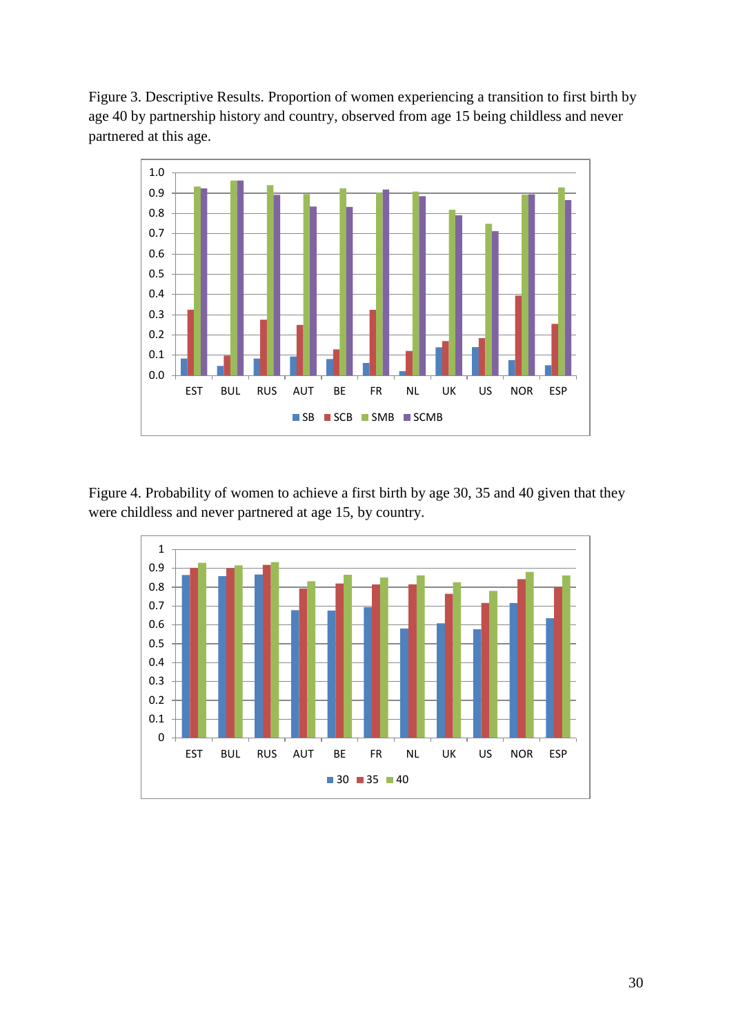Figure 3. Descriptive Results. Proportion of women experiencing a transition to first birth by age 40 by partnership history and country, observed from age 15 being childless and never partnered at this age.

Figure 4. Probability of women to achieve a first birth by age 30, 35 and 40 given that they were childless and never partnered at age 15, by country.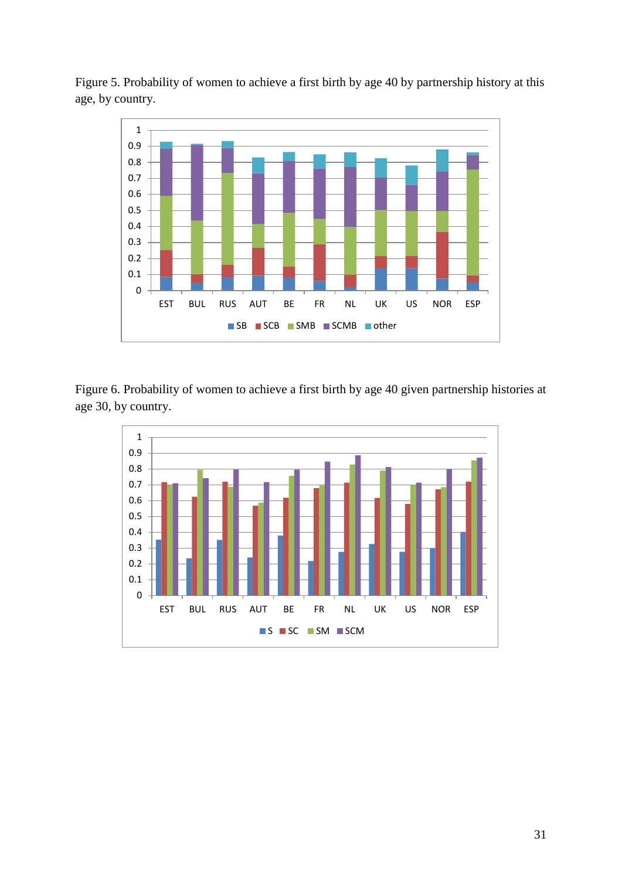Figure 5. Probability of women to achieve a first birth by age 40 by partnership history at this age, by country.

Figure 6. Probability of women to achieve a first birth by age 40 given partnership histories at age 30, by country.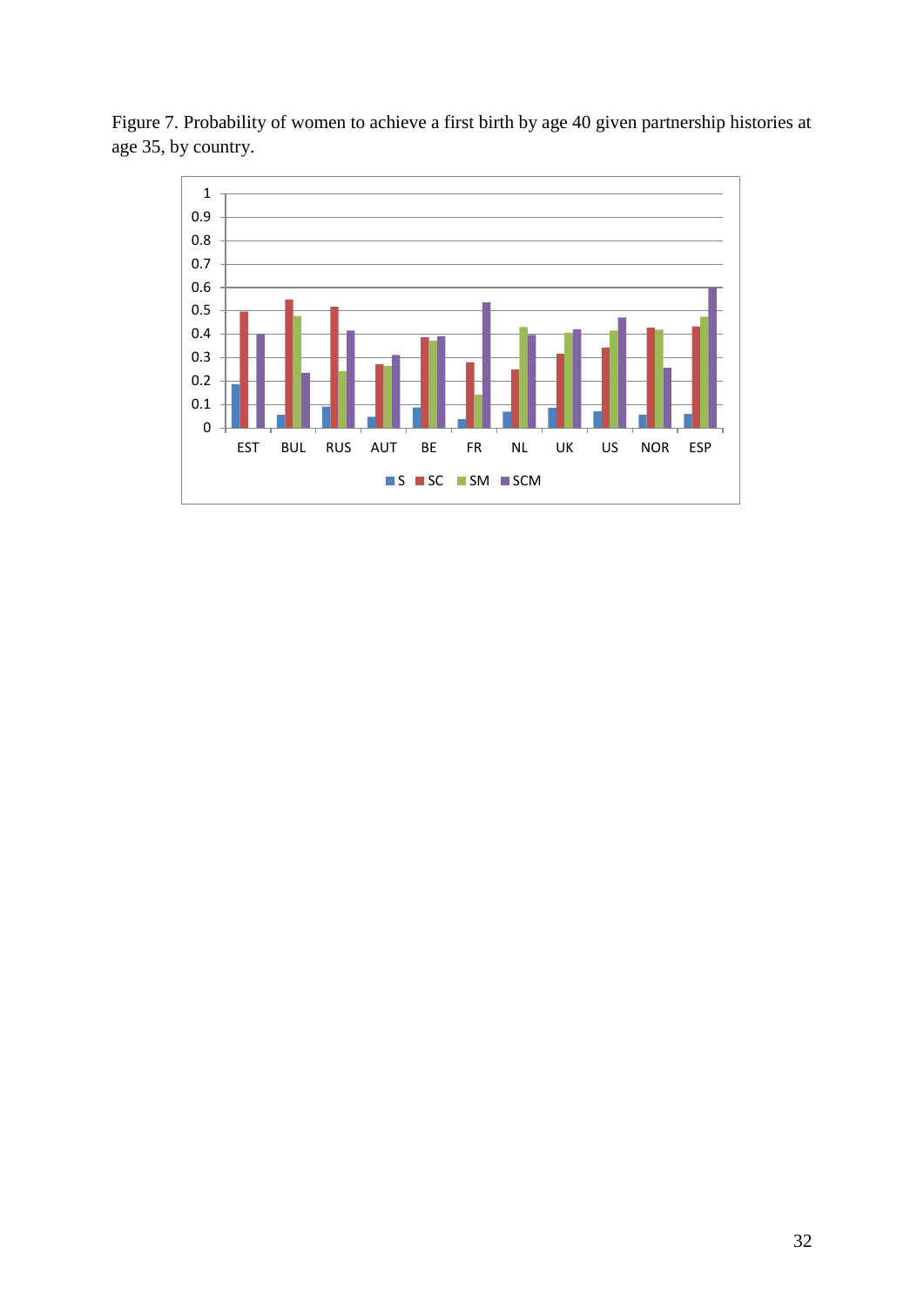Figure 7. Probability of women to achieve a first birth by age 40 given partnership histories at age 35, by country.

1
0.9
0.8
0.7
0.6
0.5
0.4
0.3
0.2
0.1
0

EST BUL RUS AUT BE FR NL UK US NOR ESP

S SC SM SCM